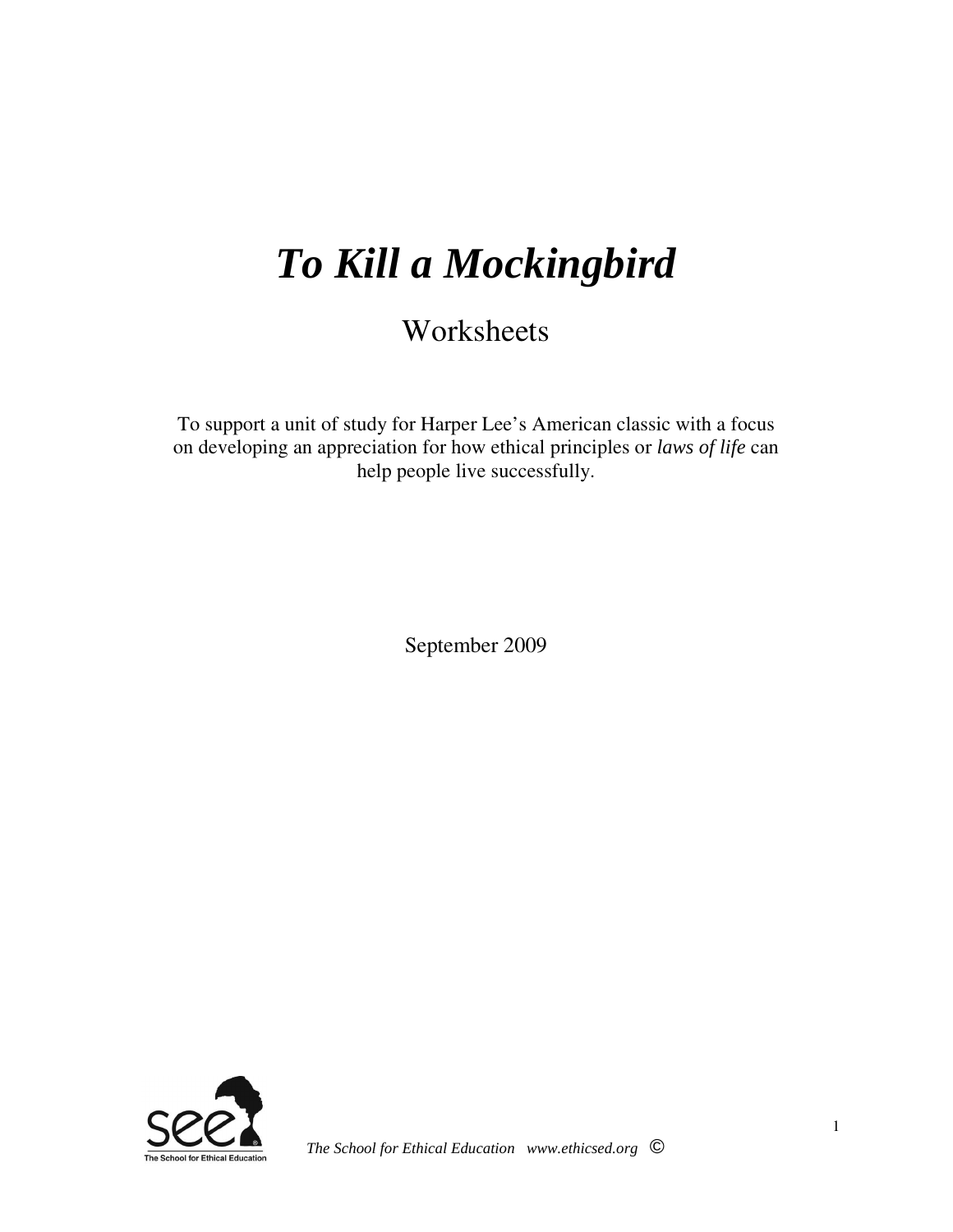# *To Kill a Mockingbird*

## Worksheets

To support a unit of study for Harper Lee's American classic with a focus on developing an appreciation for how ethical principles or *laws of life* can help people live successfully.

September 2009

*The School for Ethical Education www.ethicsed.org* ©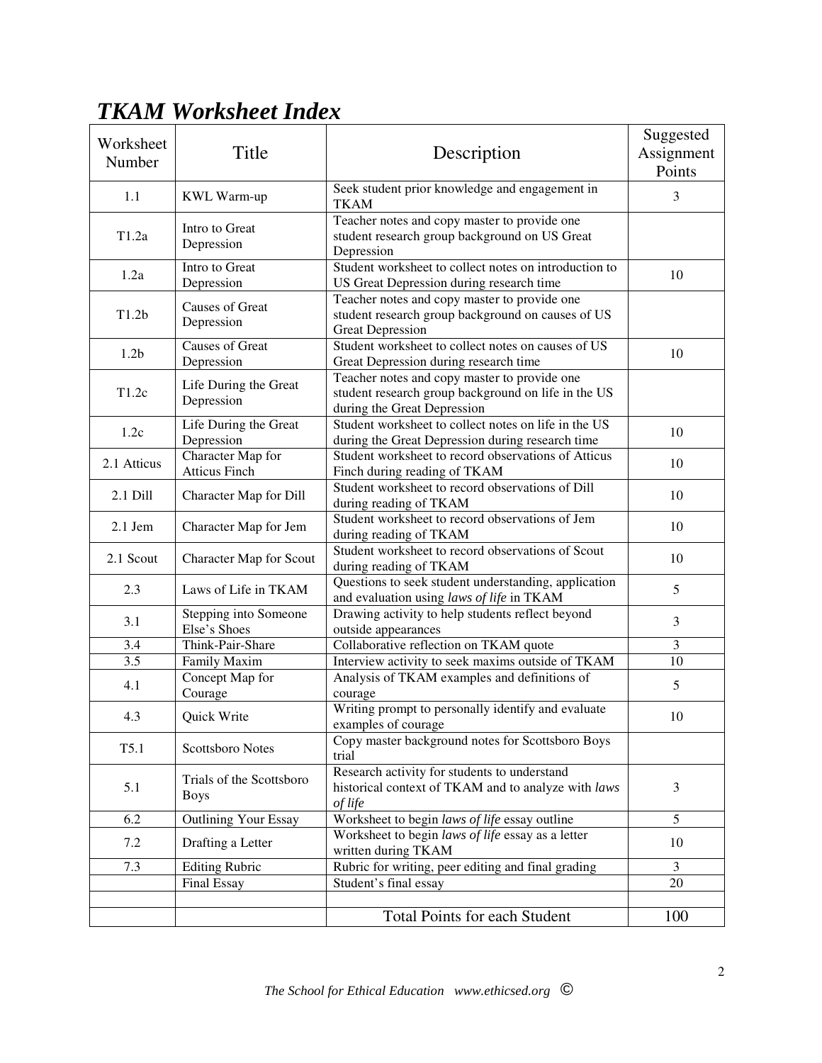# *TKAM Worksheet Index*

| Worksheet Number | Title | Description | Suggested Assignment Points |
|---|---|---|---|
| 1.1 | KWL Warm-up | Seek student prior knowledge and engagement in TKAM | 3 |
| T1.2a | Intro to Great Depression | Teacher notes and copy master to provide one student research group background on US Great Depression | |
| 1.2a | Intro to Great Depression | Student worksheet to collect notes on introduction to US Great Depression during research time | 10 |
| T1.2b | Causes of Great Depression | Teacher notes and copy master to provide one student research group background on causes of US Great Depression | |
| 1.2b | Causes of Great Depression | Student worksheet to collect notes on causes of US Great Depression during research time | 10 |
| T1.2c | Life During the Great Depression | Teacher notes and copy master to provide one student research group background on life in the US during the Great Depression | |
| 1.2c | Life During the Great Depression | Student worksheet to collect notes on life in the US during the Great Depression during research time | 10 |
| 2.1 Atticus | Character Map for Atticus Finch | Student worksheet to record observations of Atticus Finch during reading of TKAM | 10 |
| 2.1 Dill | Character Map for Dill | Student worksheet to record observations of Dill during reading of TKAM | 10 |
| 2.1 Jem | Character Map for Jem | Student worksheet to record observations of Jem during reading of TKAM | 10 |
| 2.1 Scout | Character Map for Scout | Student worksheet to record observations of Scout during reading of TKAM | 10 |
| 2.3 | Laws of Life in TKAM | Questions to seek student understanding, application and evaluation using *laws of life* in TKAM | 5 |
| 3.1 | Stepping into Someone Else's Shoes | Drawing activity to help students reflect beyond outside appearances | 3 |
| 3.4 | Think-Pair-Share | Collaborative reflection on TKAM quote | 3 |
| 3.5 | Family Maxim | Interview activity to seek maxims outside of TKAM | 10 |
| 4.1 | Concept Map for Courage | Analysis of TKAM examples and definitions of courage | 5 |
| 4.3 | Quick Write | Writing prompt to personally identify and evaluate examples of courage | 10 |
| T5.1 | Scottsboro Notes | Copy master background notes for Scottsboro Boys trial | |
| 5.1 | Trials of the Scottsboro Boys | Research activity for students to understand historical context of TKAM and to analyze with *laws of life* | 3 |
| 6.2 | Outlining Your Essay | Worksheet to begin *laws of life* essay outline | 5 |
| 7.2 | Drafting a Letter | Worksheet to begin *laws of life* essay as a letter written during TKAM | 10 |
| 7.3 | Editing Rubric | Rubric for writing, peer editing and final grading | 3 |
| | Final Essay | Student's final essay | 20 |
| | | | |
| | | Total Points for each Student | 100 |

*The School for Ethical Education www.ethicsed.org ©*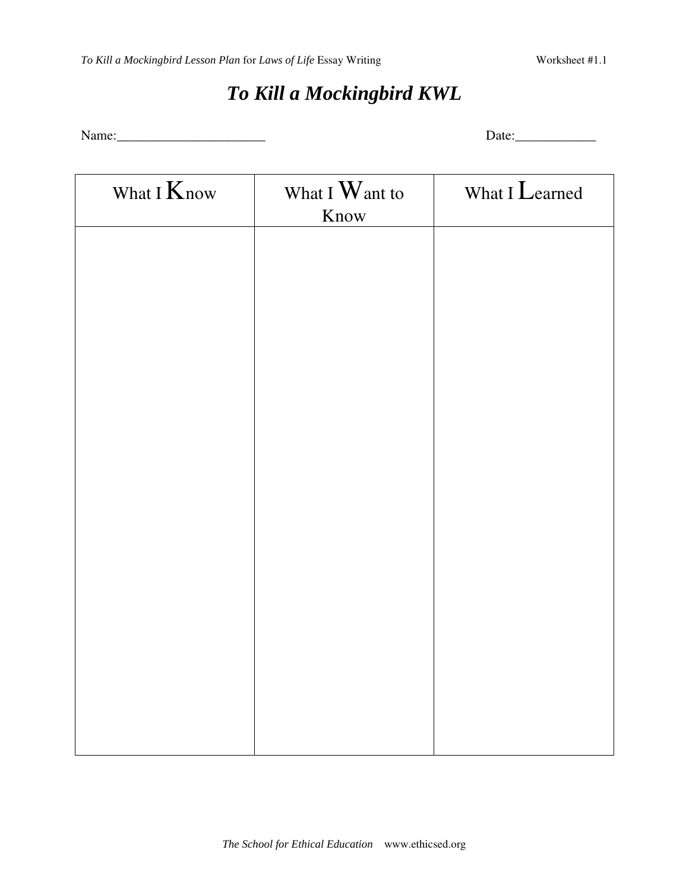# *To Kill a Mockingbird KWL*

Name:_______________________ Date:____________

| What I Know | What I Want to Know | What I Learned |
|---|---|---|
| | | |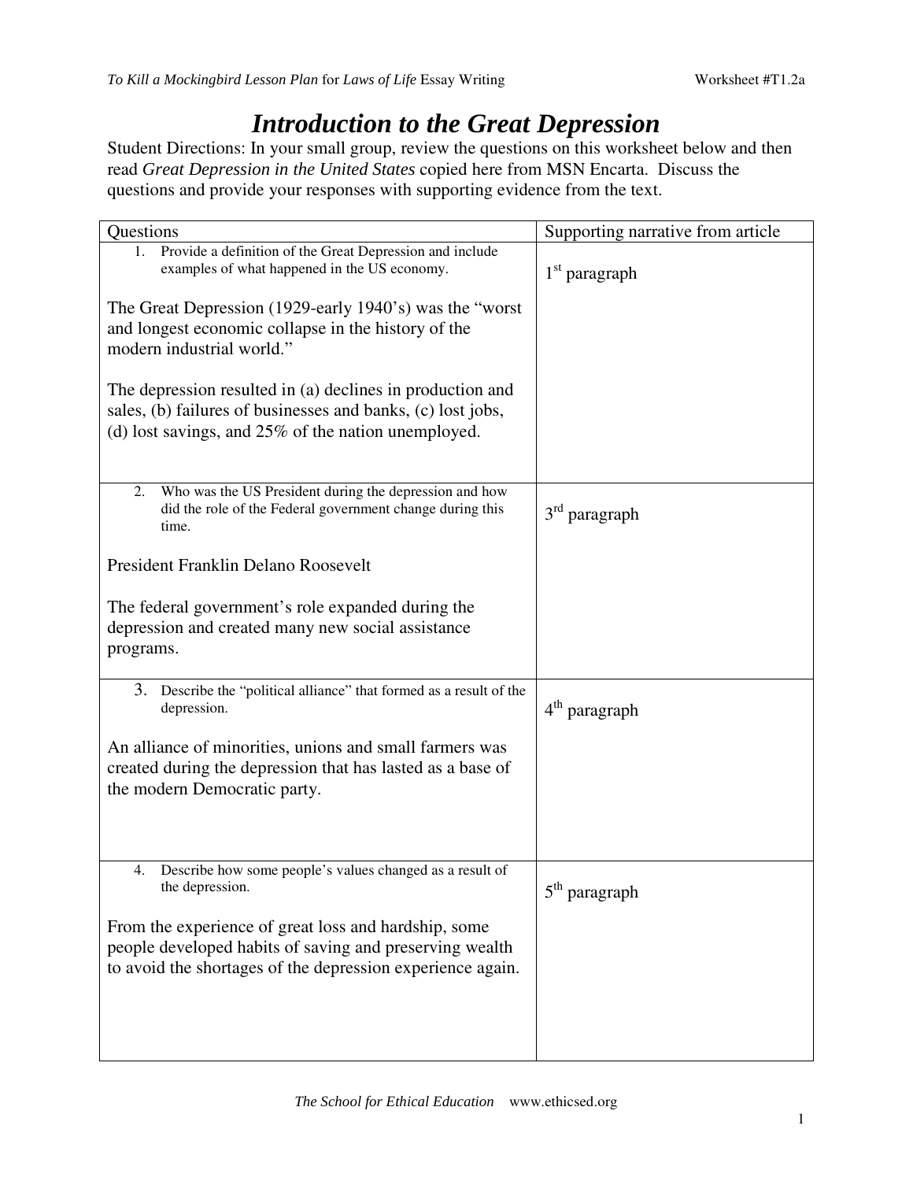# *Introduction to the Great Depression*

Student Directions: In your small group, review the questions on this worksheet below and then read *Great Depression in the United States* copied here from MSN Encarta. Discuss the questions and provide your responses with supporting evidence from the text.

| Questions | Supporting narrative from article |
|---|---|
| 1. Provide a definition of the Great Depression and include examples of what happened in the US economy.<br><br>The Great Depression (1929-early 1940's) was the "worst and longest economic collapse in the history of the modern industrial world."<br><br>The depression resulted in (a) declines in production and sales, (b) failures of businesses and banks, (c) lost jobs, (d) lost savings, and 25% of the nation unemployed. | 1st paragraph |
| 2. Who was the US President during the depression and how did the role of the Federal government change during this time.<br><br>President Franklin Delano Roosevelt<br><br>The federal government's role expanded during the depression and created many new social assistance programs. | 3rd paragraph |
| 3. Describe the "political alliance" that formed as a result of the depression.<br><br>An alliance of minorities, unions and small farmers was created during the depression that has lasted as a base of the modern Democratic party. | 4th paragraph |
| 4. Describe how some people's values changed as a result of the depression.<br><br>From the experience of great loss and hardship, some people developed habits of saving and preserving wealth to avoid the shortages of the depression experience again. | 5th paragraph |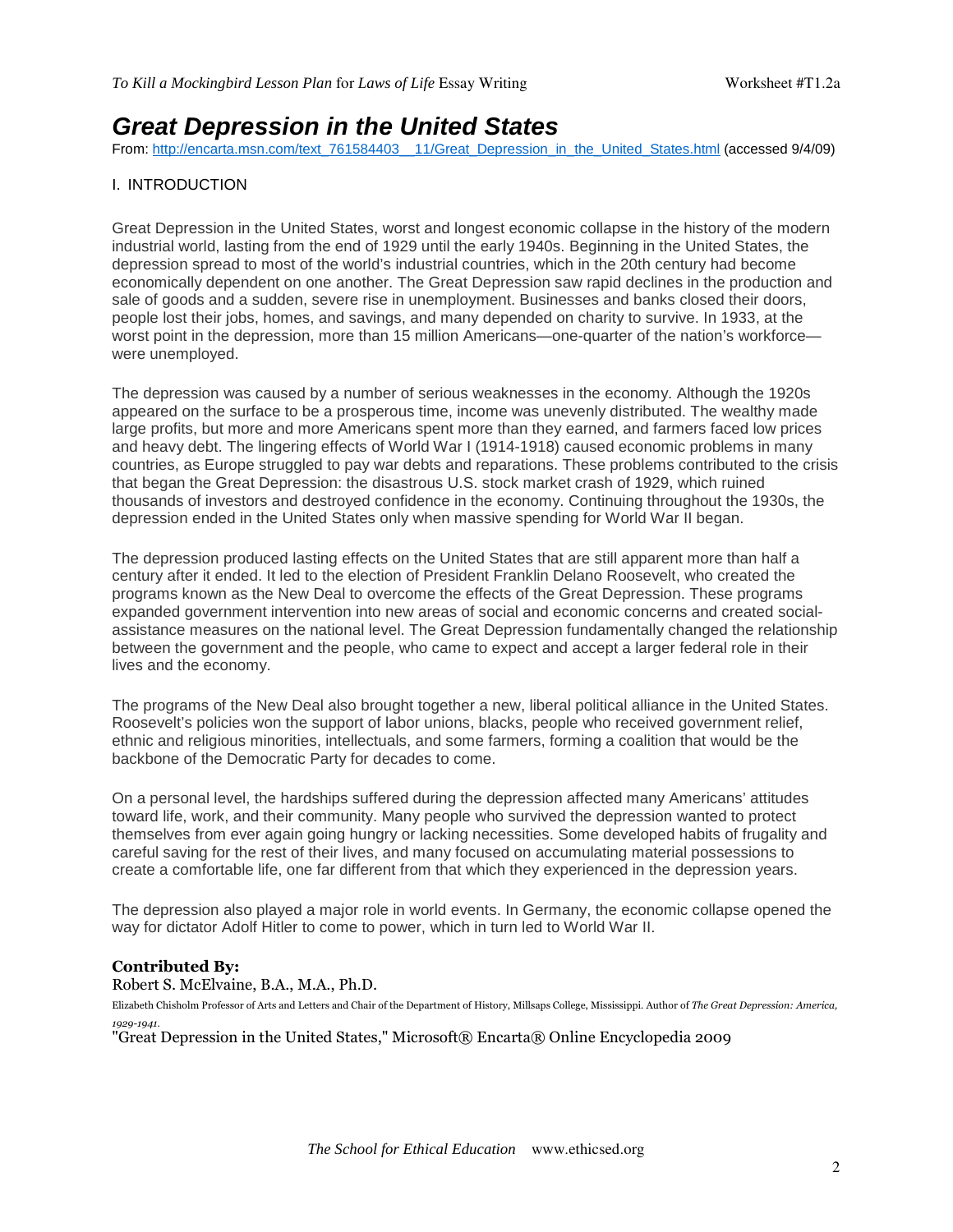# *Great Depression in the United States*

From: [http://encarta.msn.com/text_761584403__11/Great_Depression_in_the_United_States.html](http://encarta.msn.com/text_761584403__11/Great_Depression_in_the_United_States.html) (accessed 9/4/09)

## I. INTRODUCTION

Great Depression in the United States, worst and longest economic collapse in the history of the modern industrial world, lasting from the end of 1929 until the early 1940s. Beginning in the United States, the depression spread to most of the world's industrial countries, which in the 20th century had become economically dependent on one another. The Great Depression saw rapid declines in the production and sale of goods and a sudden, severe rise in unemployment. Businesses and banks closed their doors, people lost their jobs, homes, and savings, and many depended on charity to survive. In 1933, at the worst point in the depression, more than 15 million Americans—one-quarter of the nation's workforce—were unemployed.

The depression was caused by a number of serious weaknesses in the economy. Although the 1920s appeared on the surface to be a prosperous time, income was unevenly distributed. The wealthy made large profits, but more and more Americans spent more than they earned, and farmers faced low prices and heavy debt. The lingering effects of World War I (1914-1918) caused economic problems in many countries, as Europe struggled to pay war debts and reparations. These problems contributed to the crisis that began the Great Depression: the disastrous U.S. stock market crash of 1929, which ruined thousands of investors and destroyed confidence in the economy. Continuing throughout the 1930s, the depression ended in the United States only when massive spending for World War II began.

The depression produced lasting effects on the United States that are still apparent more than half a century after it ended. It led to the election of President Franklin Delano Roosevelt, who created the programs known as the New Deal to overcome the effects of the Great Depression. These programs expanded government intervention into new areas of social and economic concerns and created social-assistance measures on the national level. The Great Depression fundamentally changed the relationship between the government and the people, who came to expect and accept a larger federal role in their lives and the economy.

The programs of the New Deal also brought together a new, liberal political alliance in the United States. Roosevelt's policies won the support of labor unions, blacks, people who received government relief, ethnic and religious minorities, intellectuals, and some farmers, forming a coalition that would be the backbone of the Democratic Party for decades to come.

On a personal level, the hardships suffered during the depression affected many Americans' attitudes toward life, work, and their community. Many people who survived the depression wanted to protect themselves from ever again going hungry or lacking necessities. Some developed habits of frugality and careful saving for the rest of their lives, and many focused on accumulating material possessions to create a comfortable life, one far different from that which they experienced in the depression years.

The depression also played a major role in world events. In Germany, the economic collapse opened the way for dictator Adolf Hitler to come to power, which in turn led to World War II.

**Contributed By:**

Robert S. McElvaine, B.A., M.A., Ph.D.

Elizabeth Chisholm Professor of Arts and Letters and Chair of the Department of History, Millsaps College, Mississippi. Author of *The Great Depression: America, 1929-1941.*

"Great Depression in the United States," Microsoft® Encarta® Online Encyclopedia 2009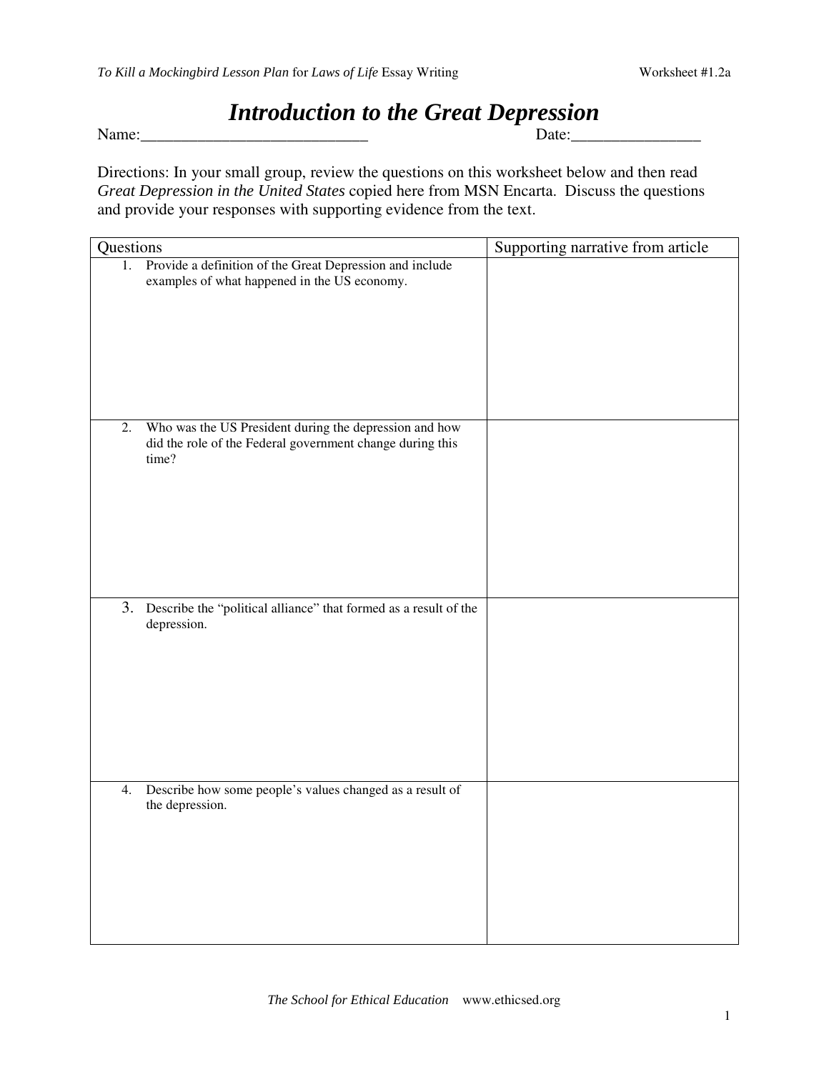# Introduction to the Great Depression

Name:____________________________ Date:________________

Directions: In your small group, review the questions on this worksheet below and then read *Great Depression in the United States* copied here from MSN Encarta. Discuss the questions and provide your responses with supporting evidence from the text.

| Questions | Supporting narrative from article |
|---|---|
| 1. Provide a definition of the Great Depression and include examples of what happened in the US economy. | |
| 2. Who was the US President during the depression and how did the role of the Federal government change during this time? | |
| 3. Describe the "political alliance" that formed as a result of the depression. | |
| 4. Describe how some people's values changed as a result of the depression. | |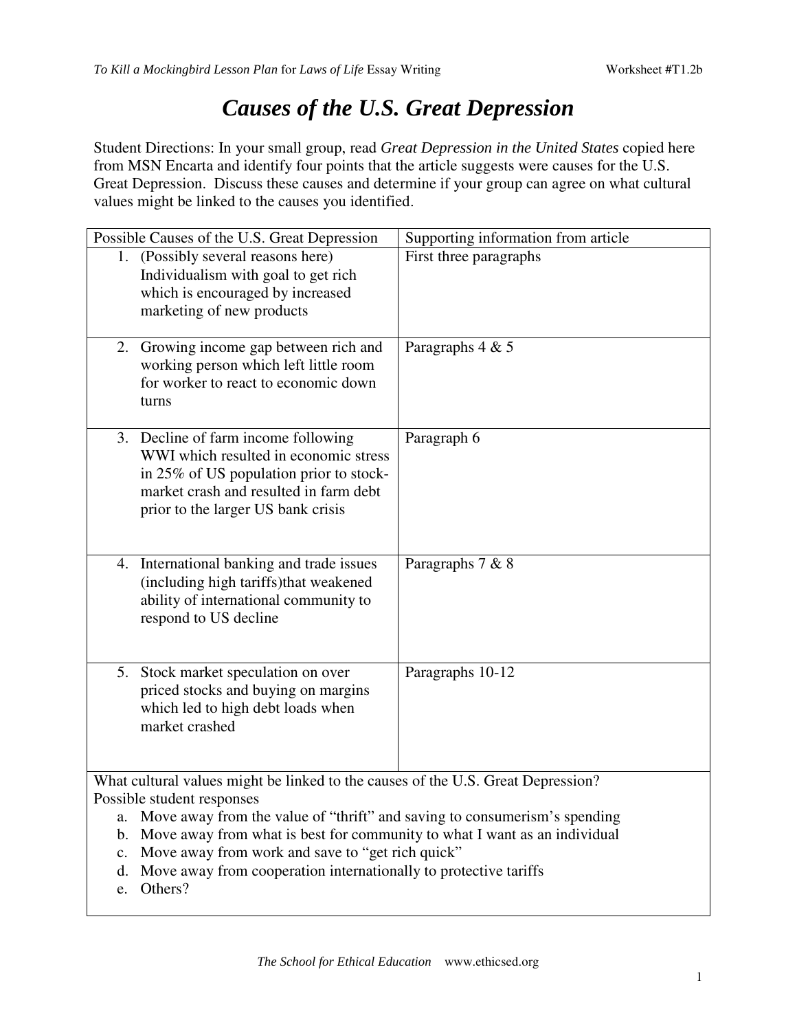# *Causes of the U.S. Great Depression*

Student Directions: In your small group, read *Great Depression in the United States* copied here from MSN Encarta and identify four points that the article suggests were causes for the U.S. Great Depression. Discuss these causes and determine if your group can agree on what cultural values might be linked to the causes you identified.

| Possible Causes of the U.S. Great Depression | Supporting information from article |
|---|---|
| 1. (Possibly several reasons here) Individualism with goal to get rich which is encouraged by increased marketing of new products | First three paragraphs |
| 2. Growing income gap between rich and working person which left little room for worker to react to economic down turns | Paragraphs 4 & 5 |
| 3. Decline of farm income following WWI which resulted in economic stress in 25% of US population prior to stock-market crash and resulted in farm debt prior to the larger US bank crisis | Paragraph 6 |
| 4. International banking and trade issues (including high tariffs)that weakened ability of international community to respond to US decline | Paragraphs 7 & 8 |
| 5. Stock market speculation on over priced stocks and buying on margins which led to high debt loads when market crashed | Paragraphs 10-12 |

What cultural values might be linked to the causes of the U.S. Great Depression?
Possible student responses

a. Move away from the value of "thrift" and saving to consumerism's spending
b. Move away from what is best for community to what I want as an individual
c. Move away from work and save to "get rich quick"
d. Move away from cooperation internationally to protective tariffs
e. Others?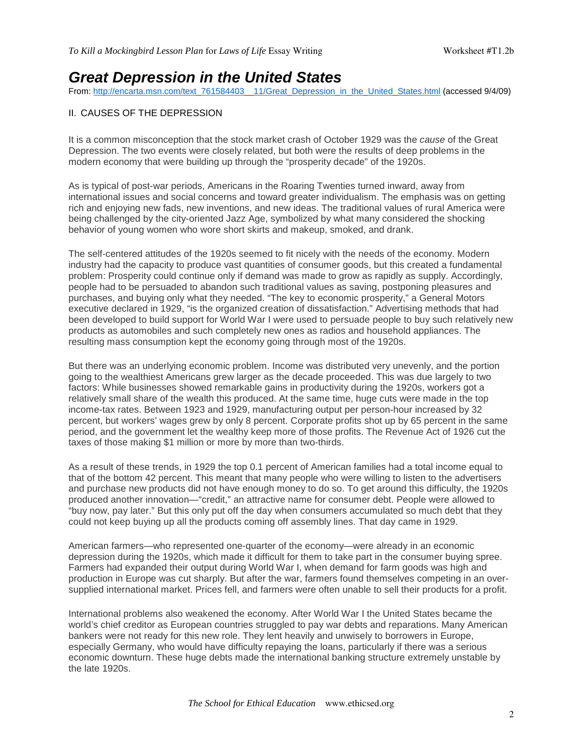# Great Depression in the United States

From: http://encarta.msn.com/text_761584403__11/Great_Depression_in_the_United_States.html (accessed 9/4/09)

## II. CAUSES OF THE DEPRESSION

It is a common misconception that the stock market crash of October 1929 was the *cause* of the Great Depression. The two events were closely related, but both were the results of deep problems in the modern economy that were building up through the "prosperity decade" of the 1920s.

As is typical of post-war periods, Americans in the Roaring Twenties turned inward, away from international issues and social concerns and toward greater individualism. The emphasis was on getting rich and enjoying new fads, new inventions, and new ideas. The traditional values of rural America were being challenged by the city-oriented Jazz Age, symbolized by what many considered the shocking behavior of young women who wore short skirts and makeup, smoked, and drank.

The self-centered attitudes of the 1920s seemed to fit nicely with the needs of the economy. Modern industry had the capacity to produce vast quantities of consumer goods, but this created a fundamental problem: Prosperity could continue only if demand was made to grow as rapidly as supply. Accordingly, people had to be persuaded to abandon such traditional values as saving, postponing pleasures and purchases, and buying only what they needed. "The key to economic prosperity," a General Motors executive declared in 1929, "is the organized creation of dissatisfaction." Advertising methods that had been developed to build support for World War I were used to persuade people to buy such relatively new products as automobiles and such completely new ones as radios and household appliances. The resulting mass consumption kept the economy going through most of the 1920s.

But there was an underlying economic problem. Income was distributed very unevenly, and the portion going to the wealthiest Americans grew larger as the decade proceeded. This was due largely to two factors: While businesses showed remarkable gains in productivity during the 1920s, workers got a relatively small share of the wealth this produced. At the same time, huge cuts were made in the top income-tax rates. Between 1923 and 1929, manufacturing output per person-hour increased by 32 percent, but workers' wages grew by only 8 percent. Corporate profits shot up by 65 percent in the same period, and the government let the wealthy keep more of those profits. The Revenue Act of 1926 cut the taxes of those making $1 million or more by more than two-thirds.

As a result of these trends, in 1929 the top 0.1 percent of American families had a total income equal to that of the bottom 42 percent. This meant that many people who were willing to listen to the advertisers and purchase new products did not have enough money to do so. To get around this difficulty, the 1920s produced another innovation—"credit," an attractive name for consumer debt. People were allowed to "buy now, pay later." But this only put off the day when consumers accumulated so much debt that they could not keep buying up all the products coming off assembly lines. That day came in 1929.

American farmers—who represented one-quarter of the economy—were already in an economic depression during the 1920s, which made it difficult for them to take part in the consumer buying spree. Farmers had expanded their output during World War I, when demand for farm goods was high and production in Europe was cut sharply. But after the war, farmers found themselves competing in an over-supplied international market. Prices fell, and farmers were often unable to sell their products for a profit.

International problems also weakened the economy. After World War I the United States became the world's chief creditor as European countries struggled to pay war debts and reparations. Many American bankers were not ready for this new role. They lent heavily and unwisely to borrowers in Europe, especially Germany, who would have difficulty repaying the loans, particularly if there was a serious economic downturn. These huge debts made the international banking structure extremely unstable by the late 1920s.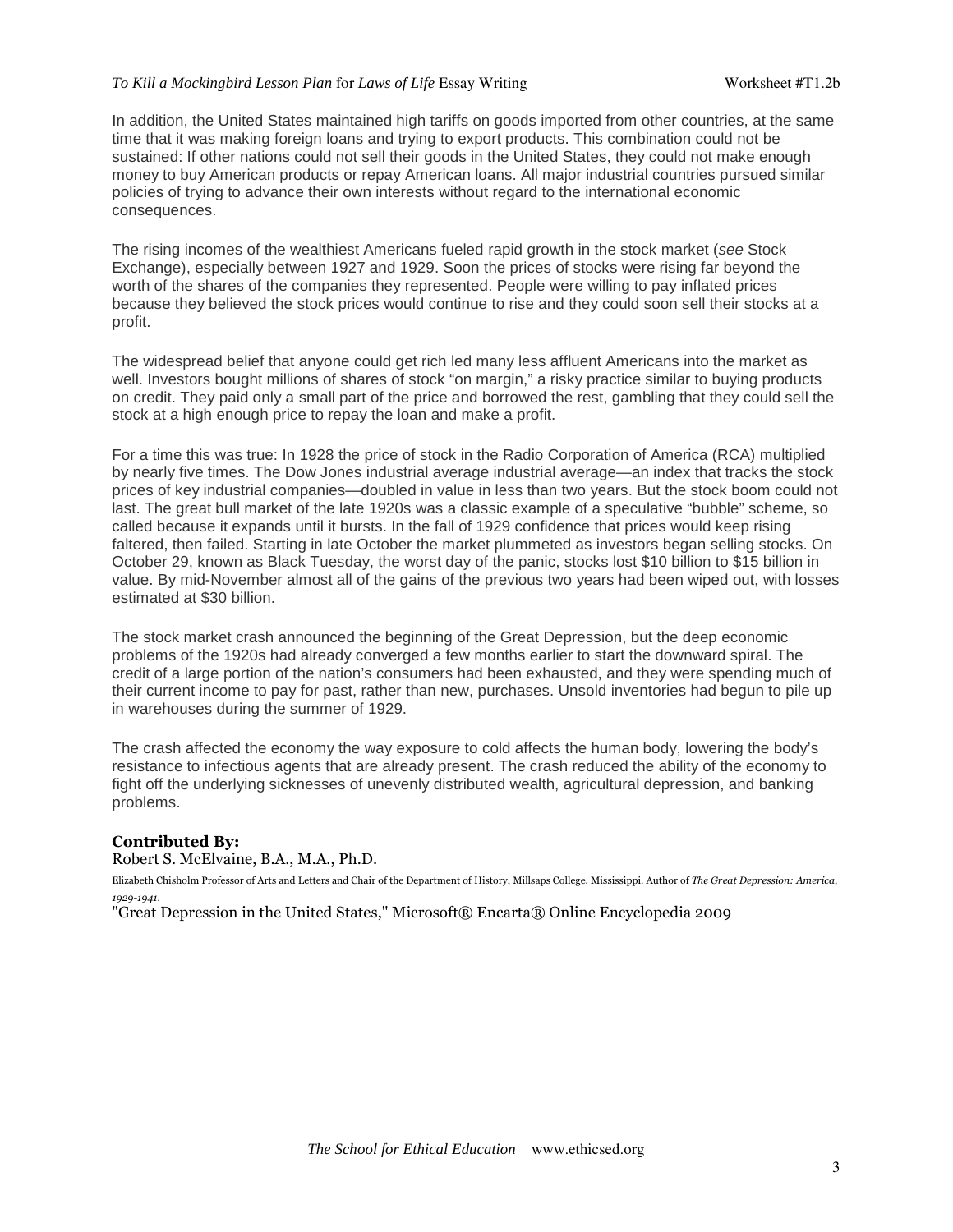In addition, the United States maintained high tariffs on goods imported from other countries, at the same time that it was making foreign loans and trying to export products. This combination could not be sustained: If other nations could not sell their goods in the United States, they could not make enough money to buy American products or repay American loans. All major industrial countries pursued similar policies of trying to advance their own interests without regard to the international economic consequences.

The rising incomes of the wealthiest Americans fueled rapid growth in the stock market (*see* Stock Exchange), especially between 1927 and 1929. Soon the prices of stocks were rising far beyond the worth of the shares of the companies they represented. People were willing to pay inflated prices because they believed the stock prices would continue to rise and they could soon sell their stocks at a profit.

The widespread belief that anyone could get rich led many less affluent Americans into the market as well. Investors bought millions of shares of stock "on margin," a risky practice similar to buying products on credit. They paid only a small part of the price and borrowed the rest, gambling that they could sell the stock at a high enough price to repay the loan and make a profit.

For a time this was true: In 1928 the price of stock in the Radio Corporation of America (RCA) multiplied by nearly five times. The Dow Jones industrial average industrial average—an index that tracks the stock prices of key industrial companies—doubled in value in less than two years. But the stock boom could not last. The great bull market of the late 1920s was a classic example of a speculative "bubble" scheme, so called because it expands until it bursts. In the fall of 1929 confidence that prices would keep rising faltered, then failed. Starting in late October the market plummeted as investors began selling stocks. On October 29, known as Black Tuesday, the worst day of the panic, stocks lost $10 billion to $15 billion in value. By mid-November almost all of the gains of the previous two years had been wiped out, with losses estimated at $30 billion.

The stock market crash announced the beginning of the Great Depression, but the deep economic problems of the 1920s had already converged a few months earlier to start the downward spiral. The credit of a large portion of the nation's consumers had been exhausted, and they were spending much of their current income to pay for past, rather than new, purchases. Unsold inventories had begun to pile up in warehouses during the summer of 1929.

The crash affected the economy the way exposure to cold affects the human body, lowering the body's resistance to infectious agents that are already present. The crash reduced the ability of the economy to fight off the underlying sicknesses of unevenly distributed wealth, agricultural depression, and banking problems.

**Contributed By:**
Robert S. McElvaine, B.A., M.A., Ph.D.

Elizabeth Chisholm Professor of Arts and Letters and Chair of the Department of History, Millsaps College, Mississippi. Author of *The Great Depression: America, 1929-1941.*

"Great Depression in the United States," Microsoft® Encarta® Online Encyclopedia 2009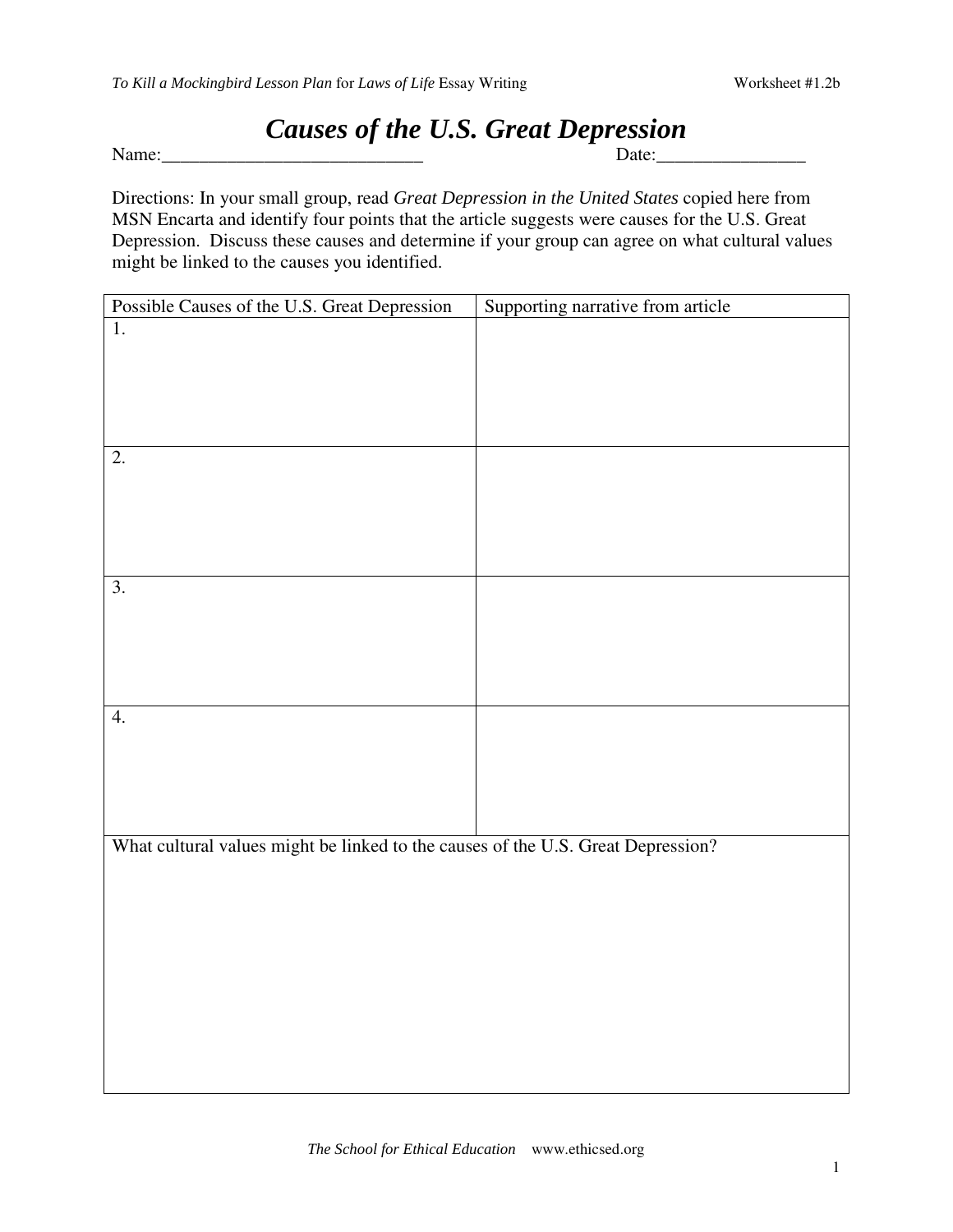# *Causes of the U.S. Great Depression*

Name:____________________________ Date:________________

Directions: In your small group, read *Great Depression in the United States* copied here from MSN Encarta and identify four points that the article suggests were causes for the U.S. Great Depression. Discuss these causes and determine if your group can agree on what cultural values might be linked to the causes you identified.

| Possible Causes of the U.S. Great Depression | Supporting narrative from article |
|---|---|
| 1. | |
| 2. | |
| 3. | |
| 4. | |
| What cultural values might be linked to the causes of the U.S. Great Depression? | |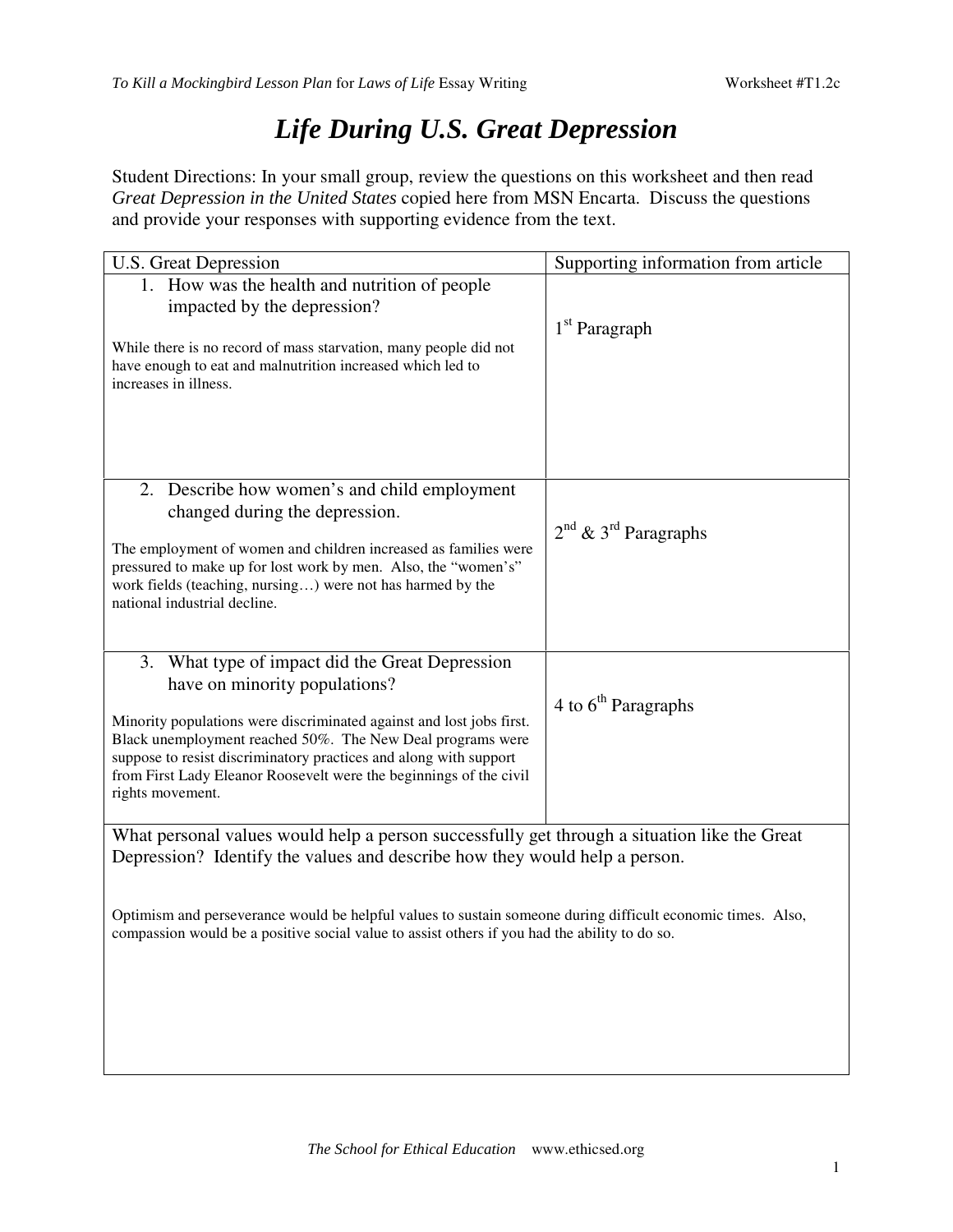# *Life During U.S. Great Depression*

Student Directions: In your small group, review the questions on this worksheet and then read *Great Depression in the United States* copied here from MSN Encarta. Discuss the questions and provide your responses with supporting evidence from the text.

| U.S. Great Depression | Supporting information from article |
|---|---|
| 1. How was the health and nutrition of people impacted by the depression?<br><br>While there is no record of mass starvation, many people did not have enough to eat and malnutrition increased which led to increases in illness. | 1st Paragraph |
| 2. Describe how women's and child employment changed during the depression.<br><br>The employment of women and children increased as families were pressured to make up for lost work by men. Also, the "women's" work fields (teaching, nursing…) were not has harmed by the national industrial decline. | 2nd & 3rd Paragraphs |
| 3. What type of impact did the Great Depression have on minority populations?<br><br>Minority populations were discriminated against and lost jobs first. Black unemployment reached 50%. The New Deal programs were suppose to resist discriminatory practices and along with support from First Lady Eleanor Roosevelt were the beginnings of the civil rights movement. | 4 to 6th Paragraphs |

What personal values would help a person successfully get through a situation like the Great Depression? Identify the values and describe how they would help a person.

Optimism and perseverance would be helpful values to sustain someone during difficult economic times. Also, compassion would be a positive social value to assist others if you had the ability to do so.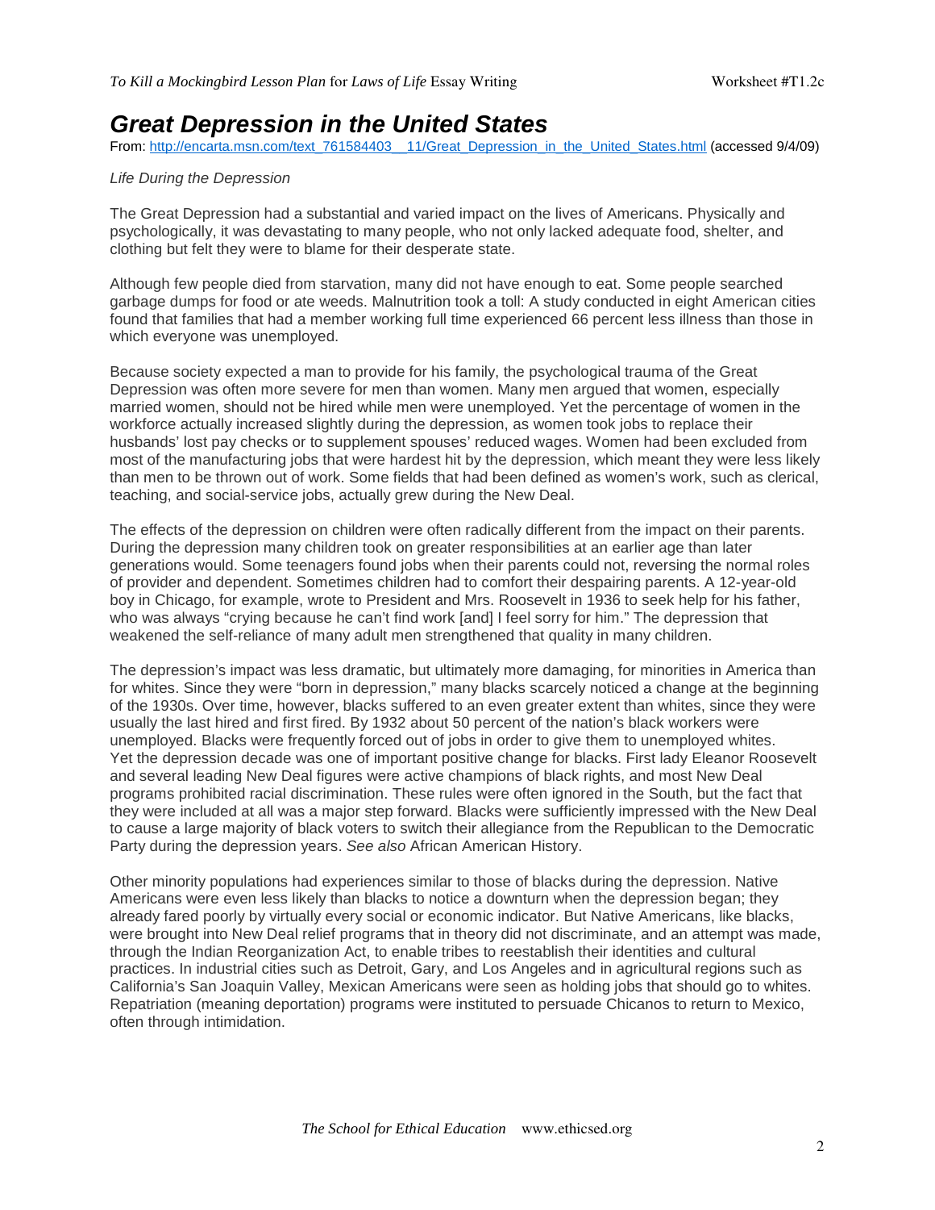# *Great Depression in the United States*

From: http://encarta.msn.com/text_761584403__11/Great_Depression_in_the_United_States.html (accessed 9/4/09)

*Life During the Depression*

The Great Depression had a substantial and varied impact on the lives of Americans. Physically and psychologically, it was devastating to many people, who not only lacked adequate food, shelter, and clothing but felt they were to blame for their desperate state.

Although few people died from starvation, many did not have enough to eat. Some people searched garbage dumps for food or ate weeds. Malnutrition took a toll: A study conducted in eight American cities found that families that had a member working full time experienced 66 percent less illness than those in which everyone was unemployed.

Because society expected a man to provide for his family, the psychological trauma of the Great Depression was often more severe for men than women. Many men argued that women, especially married women, should not be hired while men were unemployed. Yet the percentage of women in the workforce actually increased slightly during the depression, as women took jobs to replace their husbands' lost pay checks or to supplement spouses' reduced wages. Women had been excluded from most of the manufacturing jobs that were hardest hit by the depression, which meant they were less likely than men to be thrown out of work. Some fields that had been defined as women's work, such as clerical, teaching, and social-service jobs, actually grew during the New Deal.

The effects of the depression on children were often radically different from the impact on their parents. During the depression many children took on greater responsibilities at an earlier age than later generations would. Some teenagers found jobs when their parents could not, reversing the normal roles of provider and dependent. Sometimes children had to comfort their despairing parents. A 12-year-old boy in Chicago, for example, wrote to President and Mrs. Roosevelt in 1936 to seek help for his father, who was always "crying because he can't find work [and] I feel sorry for him." The depression that weakened the self-reliance of many adult men strengthened that quality in many children.

The depression's impact was less dramatic, but ultimately more damaging, for minorities in America than for whites. Since they were "born in depression," many blacks scarcely noticed a change at the beginning of the 1930s. Over time, however, blacks suffered to an even greater extent than whites, since they were usually the last hired and first fired. By 1932 about 50 percent of the nation's black workers were unemployed. Blacks were frequently forced out of jobs in order to give them to unemployed whites. Yet the depression decade was one of important positive change for blacks. First lady Eleanor Roosevelt and several leading New Deal figures were active champions of black rights, and most New Deal programs prohibited racial discrimination. These rules were often ignored in the South, but the fact that they were included at all was a major step forward. Blacks were sufficiently impressed with the New Deal to cause a large majority of black voters to switch their allegiance from the Republican to the Democratic Party during the depression years. *See also* African American History.

Other minority populations had experiences similar to those of blacks during the depression. Native Americans were even less likely than blacks to notice a downturn when the depression began; they already fared poorly by virtually every social or economic indicator. But Native Americans, like blacks, were brought into New Deal relief programs that in theory did not discriminate, and an attempt was made, through the Indian Reorganization Act, to enable tribes to reestablish their identities and cultural practices. In industrial cities such as Detroit, Gary, and Los Angeles and in agricultural regions such as California's San Joaquin Valley, Mexican Americans were seen as holding jobs that should go to whites. Repatriation (meaning deportation) programs were instituted to persuade Chicanos to return to Mexico, often through intimidation.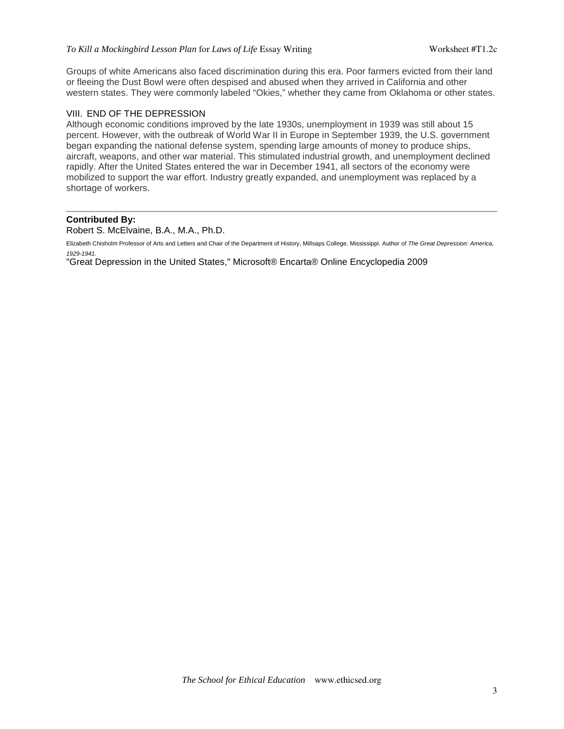Groups of white Americans also faced discrimination during this era. Poor farmers evicted from their land or fleeing the Dust Bowl were often despised and abused when they arrived in California and other western states. They were commonly labeled “Okies,” whether they came from Oklahoma or other states.

## VIII. END OF THE DEPRESSION

Although economic conditions improved by the late 1930s, unemployment in 1939 was still about 15 percent. However, with the outbreak of World War II in Europe in September 1939, the U.S. government began expanding the national defense system, spending large amounts of money to produce ships, aircraft, weapons, and other war material. This stimulated industrial growth, and unemployment declined rapidly. After the United States entered the war in December 1941, all sectors of the economy were mobilized to support the war effort. Industry greatly expanded, and unemployment was replaced by a shortage of workers.

---

**Contributed By:**

Robert S. McElvaine, B.A., M.A., Ph.D.

Elizabeth Chisholm Professor of Arts and Letters and Chair of the Department of History, Millsaps College, Mississippi. Author of *The Great Depression: America, 1929-1941.*

"Great Depression in the United States," Microsoft® Encarta® Online Encyclopedia 2009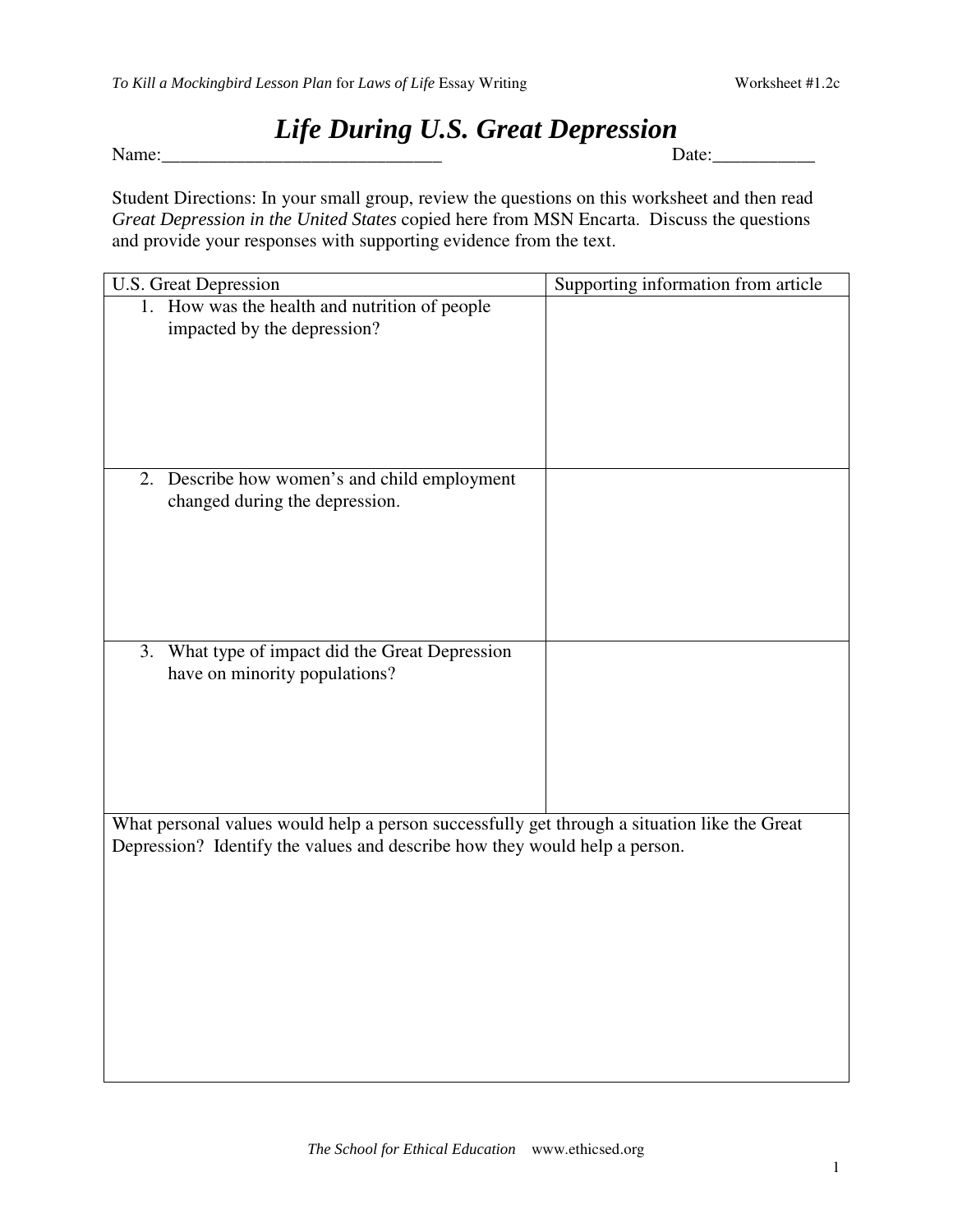# *Life During U.S. Great Depression*

Name:______________________________ Date:___________

Student Directions: In your small group, review the questions on this worksheet and then read *Great Depression in the United States* copied here from MSN Encarta. Discuss the questions and provide your responses with supporting evidence from the text.

| U.S. Great Depression | Supporting information from article |
|---|---|
| 1. How was the health and nutrition of people impacted by the depression? | |
| 2. Describe how women's and child employment changed during the depression. | |
| 3. What type of impact did the Great Depression have on minority populations? | |

| What personal values would help a person successfully get through a situation like the Great Depression? Identify the values and describe how they would help a person. |
|---|
| |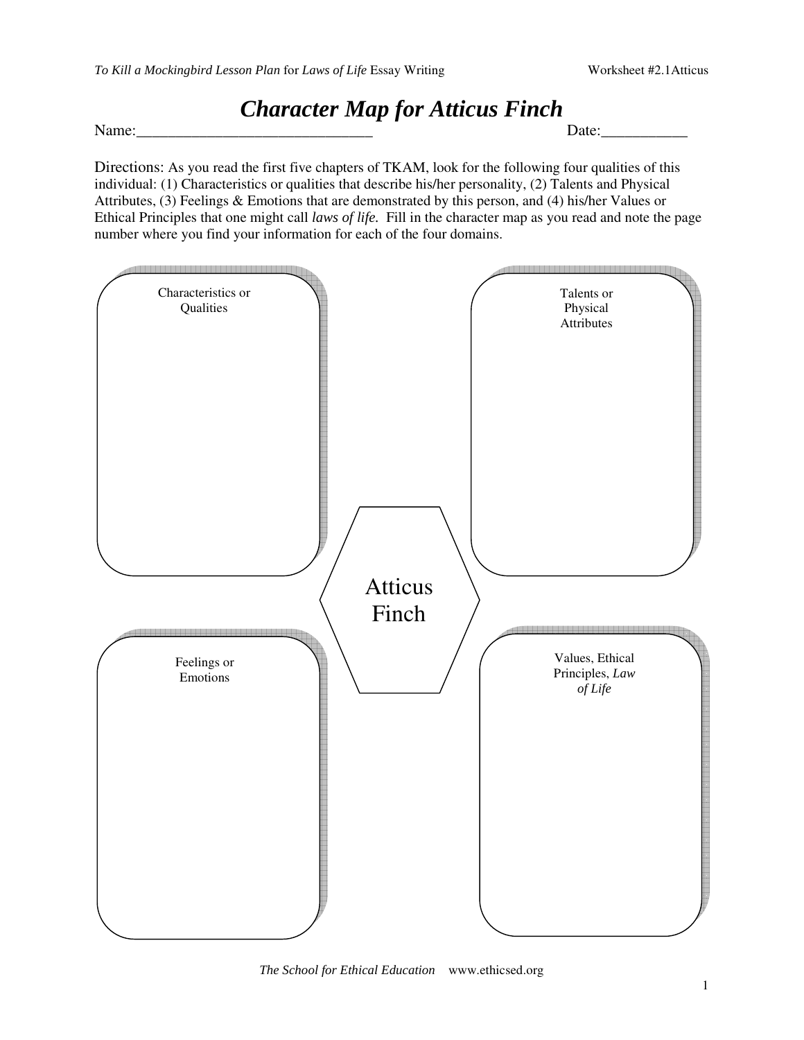# *Character Map for Atticus Finch*

Name:_______________________________ Date:___________

Directions: As you read the first five chapters of TKAM, look for the following four qualities of this individual: (1) Characteristics or qualities that describe his/her personality, (2) Talents and Physical Attributes, (3) Feelings & Emotions that are demonstrated by this person, and (4) his/her Values or Ethical Principles that one might call *laws of life.* Fill in the character map as you read and note the page number where you find your information for each of the four domains.

Characteristics or Qualities

Talents or Physical Attributes

Atticus Finch

Feelings or Emotions

Values, Ethical Principles, *Law of Life*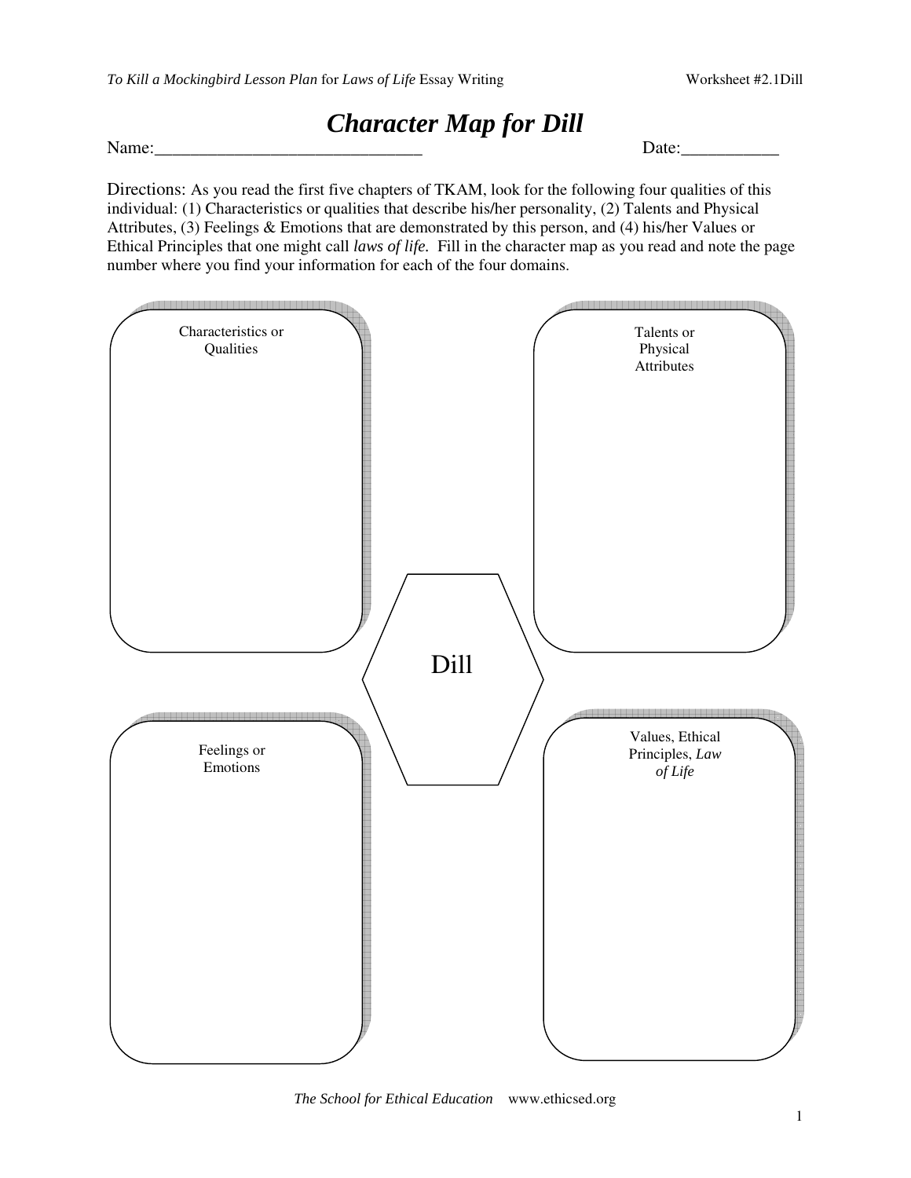# *Character Map for Dill*

Name:______________________________ Date:___________

Directions: As you read the first five chapters of TKAM, look for the following four qualities of this individual: (1) Characteristics or qualities that describe his/her personality, (2) Talents and Physical Attributes, (3) Feelings & Emotions that are demonstrated by this person, and (4) his/her Values or Ethical Principles that one might call *laws of life.* Fill in the character map as you read and note the page number where you find your information for each of the four domains.

Characteristics or Qualities

Talents or Physical Attributes

Dill

Feelings or Emotions

Values, Ethical Principles, *Law of Life*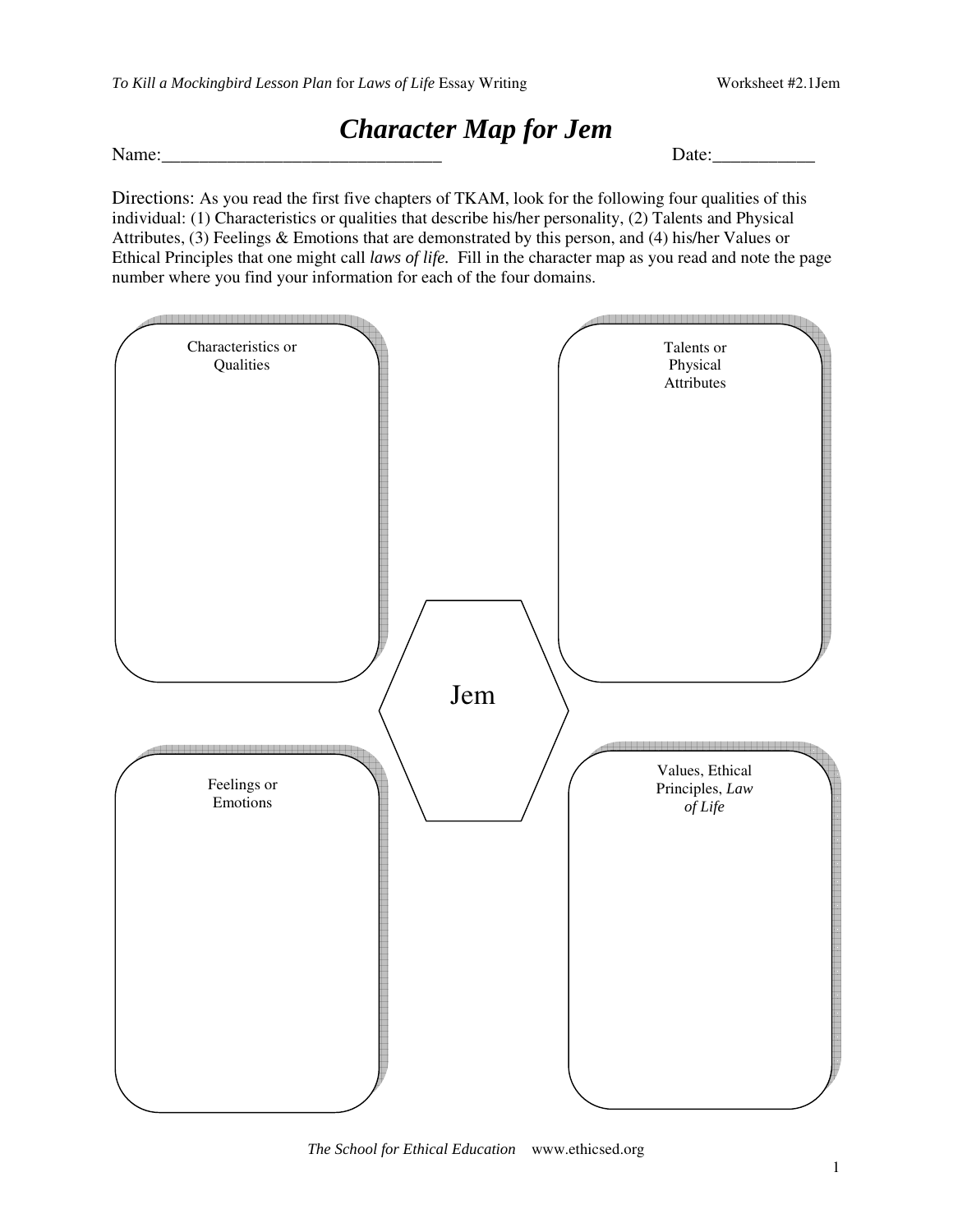# *Character Map for Jem*

Name:______________________________ Date:___________

Directions: As you read the first five chapters of TKAM, look for the following four qualities of this individual: (1) Characteristics or qualities that describe his/her personality, (2) Talents and Physical Attributes, (3) Feelings & Emotions that are demonstrated by this person, and (4) his/her Values or Ethical Principles that one might call *laws of life.* Fill in the character map as you read and note the page number where you find your information for each of the four domains.

Characteristics or Qualities

Talents or Physical Attributes

Jem

Feelings or Emotions

Values, Ethical Principles, *Law of Life*

*The School for Ethical Education* www.ethicsed.org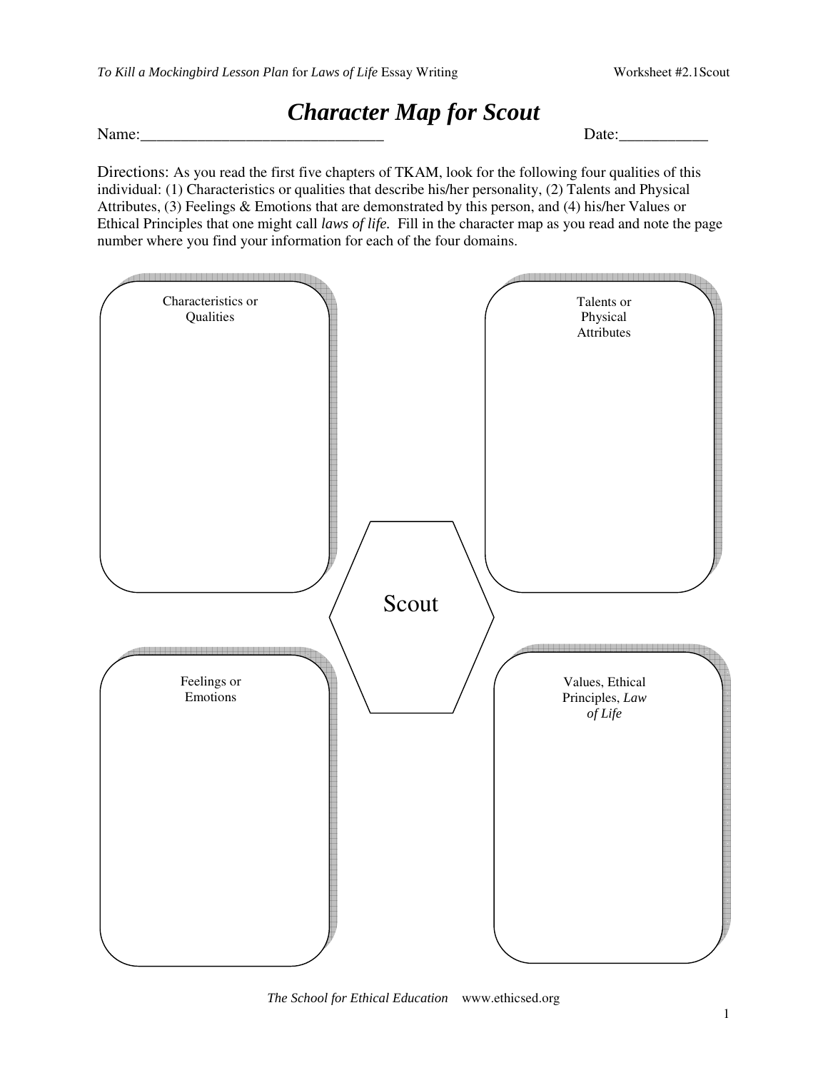# *Character Map for Scout*

Name:______________________________ Date:___________

Directions: As you read the first five chapters of TKAM, look for the following four qualities of this individual: (1) Characteristics or qualities that describe his/her personality, (2) Talents and Physical Attributes, (3) Feelings & Emotions that are demonstrated by this person, and (4) his/her Values or Ethical Principles that one might call *laws of life.* Fill in the character map as you read and note the page number where you find your information for each of the four domains.

Characteristics or Qualities

Talents or Physical Attributes

Scout

Feelings or Emotions

Values, Ethical Principles, *Law of Life*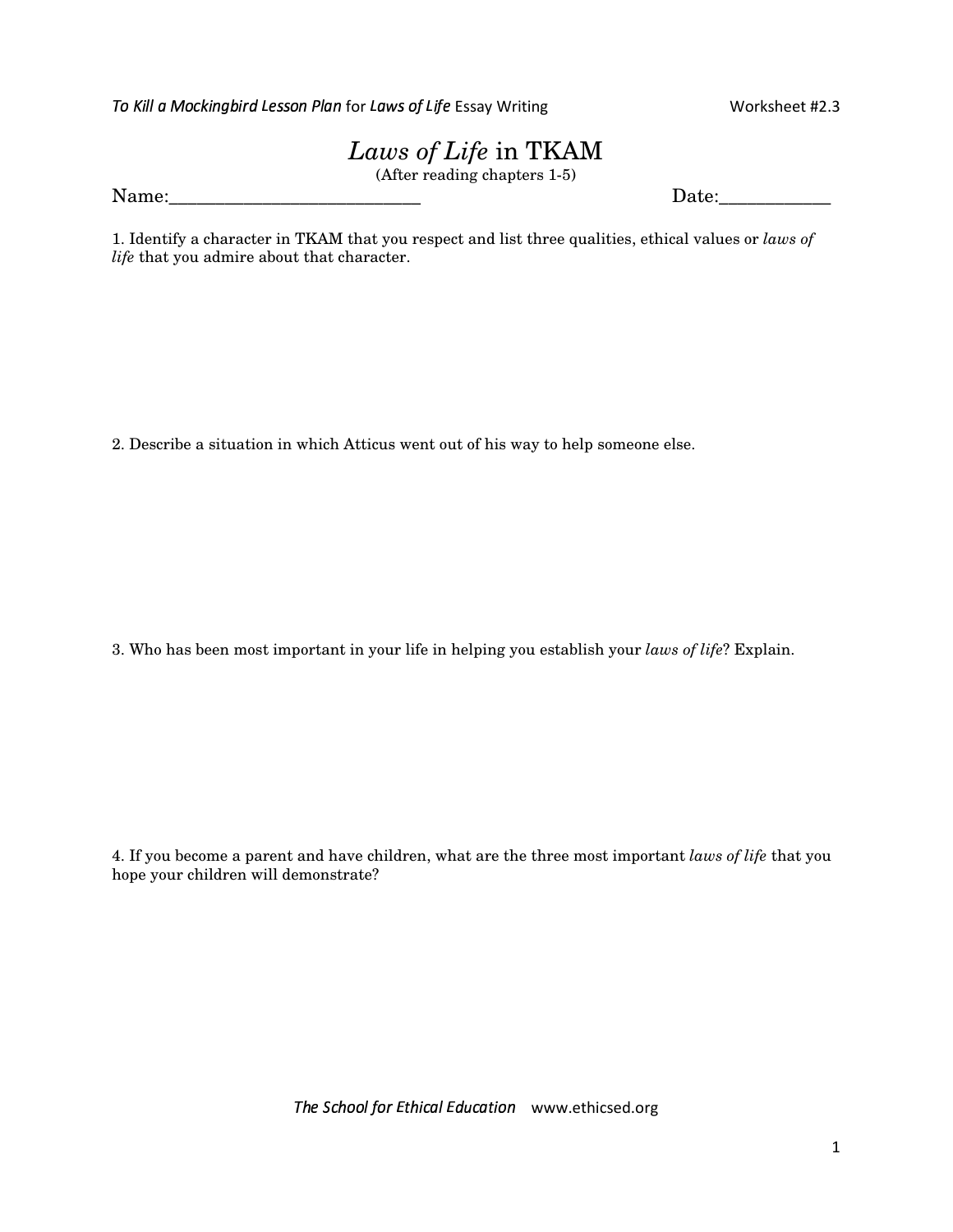# *Laws of Life* in TKAM

(After reading chapters 1-5)

Name:___________________________ Date:____________

1. Identify a character in TKAM that you respect and list three qualities, ethical values or *laws of life* that you admire about that character.

2. Describe a situation in which Atticus went out of his way to help someone else.

3. Who has been most important in your life in helping you establish your *laws of life*? Explain.

4. If you become a parent and have children, what are the three most important *laws of life* that you hope your children will demonstrate?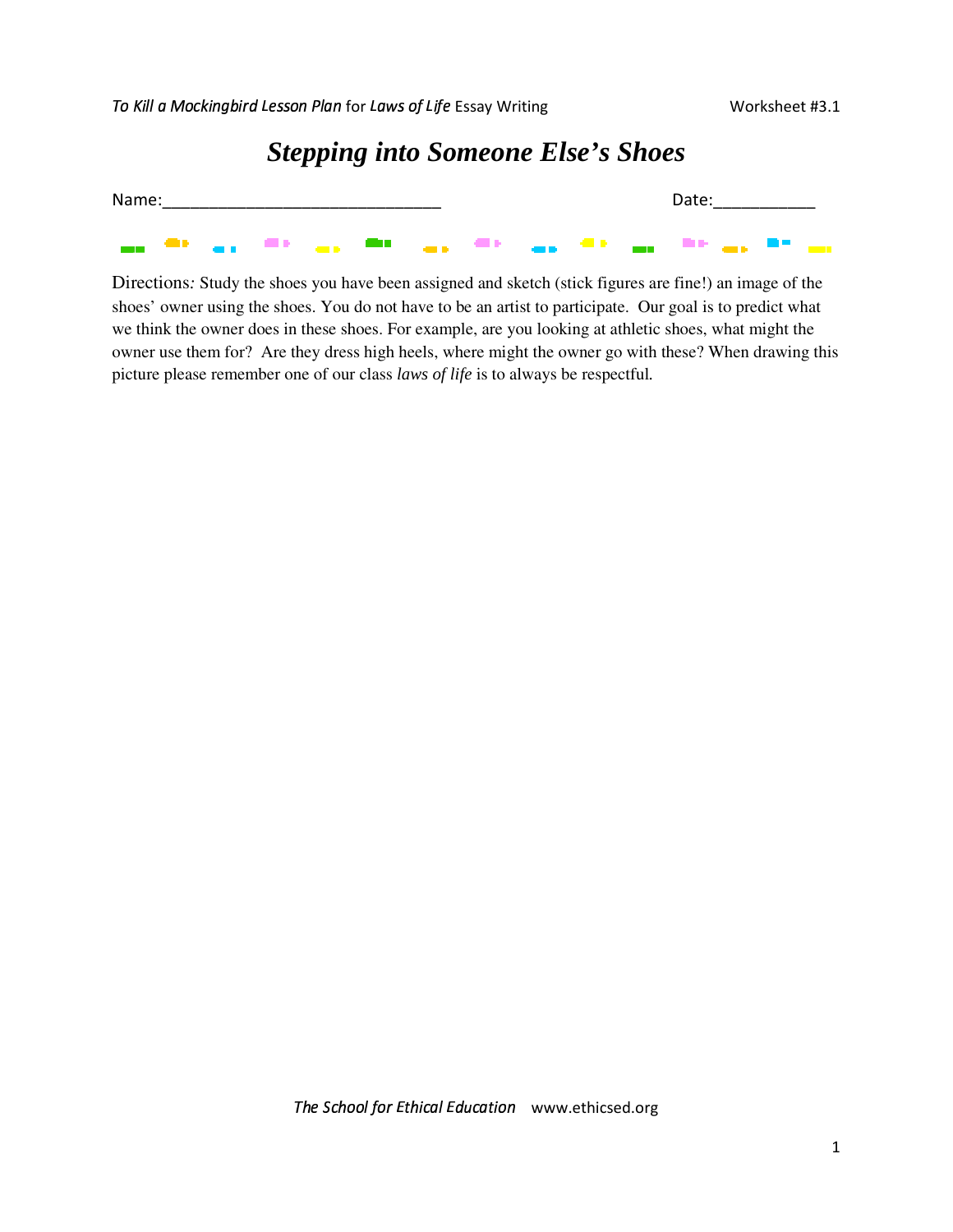# *Stepping into Someone Else's Shoes*

Name:_______________________________ Date:___________

Directions*:* Study the shoes you have been assigned and sketch (stick figures are fine!) an image of the shoes' owner using the shoes. You do not have to be an artist to participate. Our goal is to predict what we think the owner does in these shoes. For example, are you looking at athletic shoes, what might the owner use them for? Are they dress high heels, where might the owner go with these? When drawing this picture please remember one of our class *laws of life* is to always be respectful.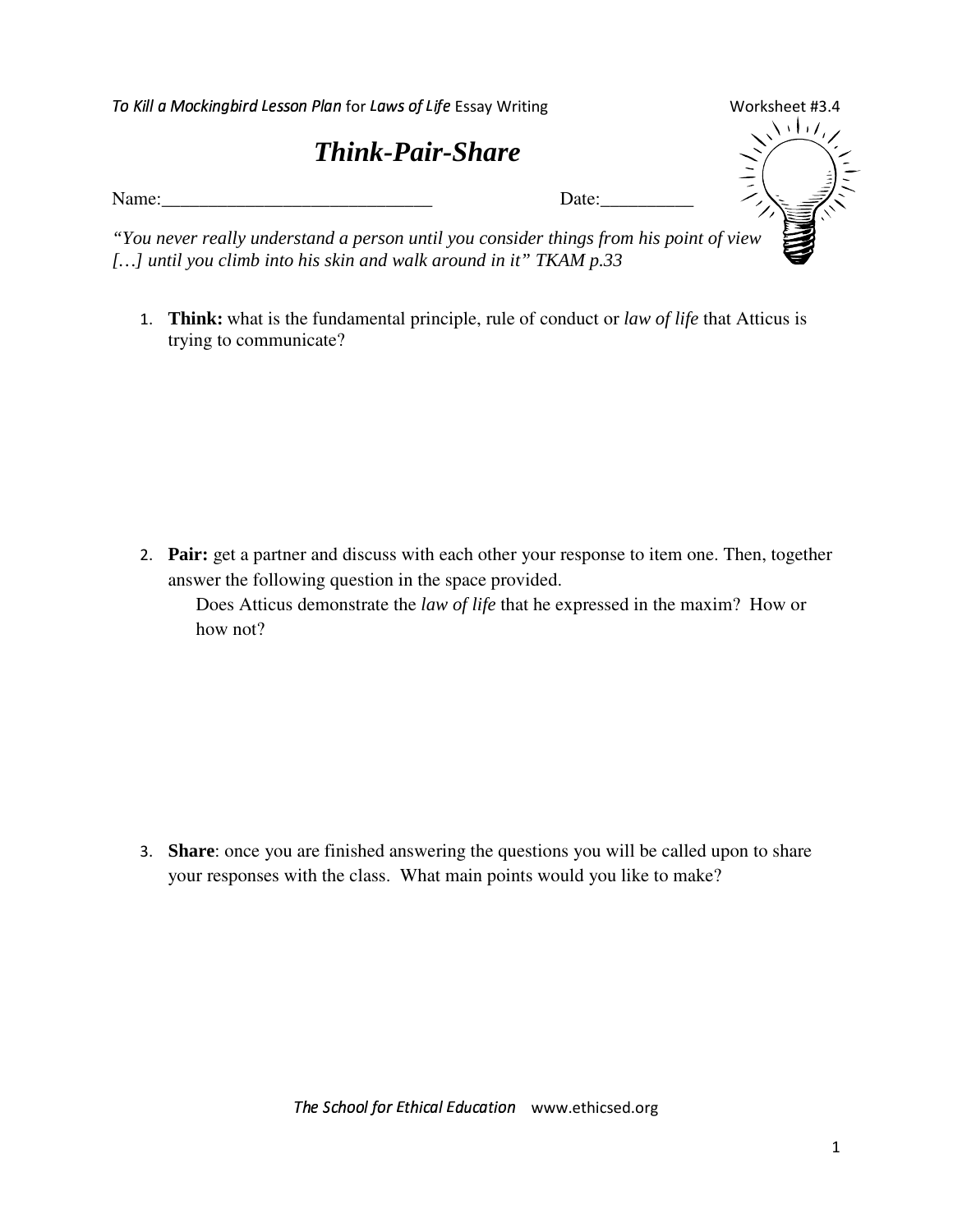# Think-Pair-Share

Name:______________________________ Date:__________

*"You never really understand a person until you consider things from his point of view […] until you climb into his skin and walk around in it" TKAM p.33*

1. **Think:** what is the fundamental principle, rule of conduct or *law of life* that Atticus is trying to communicate?

2. **Pair:** get a partner and discuss with each other your response to item one. Then, together answer the following question in the space provided.

   Does Atticus demonstrate the *law of life* that he expressed in the maxim? How or how not?

3. **Share**: once you are finished answering the questions you will be called upon to share your responses with the class. What main points would you like to make?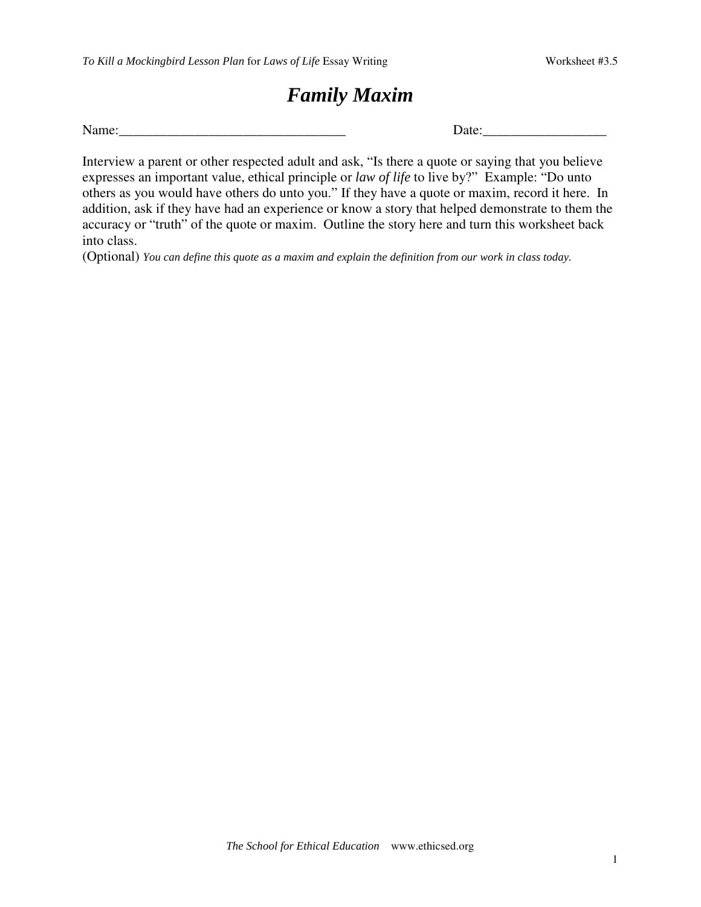# *Family Maxim*

Name:_________________________________ Date:_________________

Interview a parent or other respected adult and ask, "Is there a quote or saying that you believe expresses an important value, ethical principle or *law of life* to live by?" Example: "Do unto others as you would have others do unto you." If they have a quote or maxim, record it here. In addition, ask if they have had an experience or know a story that helped demonstrate to them the accuracy or "truth" of the quote or maxim. Outline the story here and turn this worksheet back into class.

(Optional) *You can define this quote as a maxim and explain the definition from our work in class today.*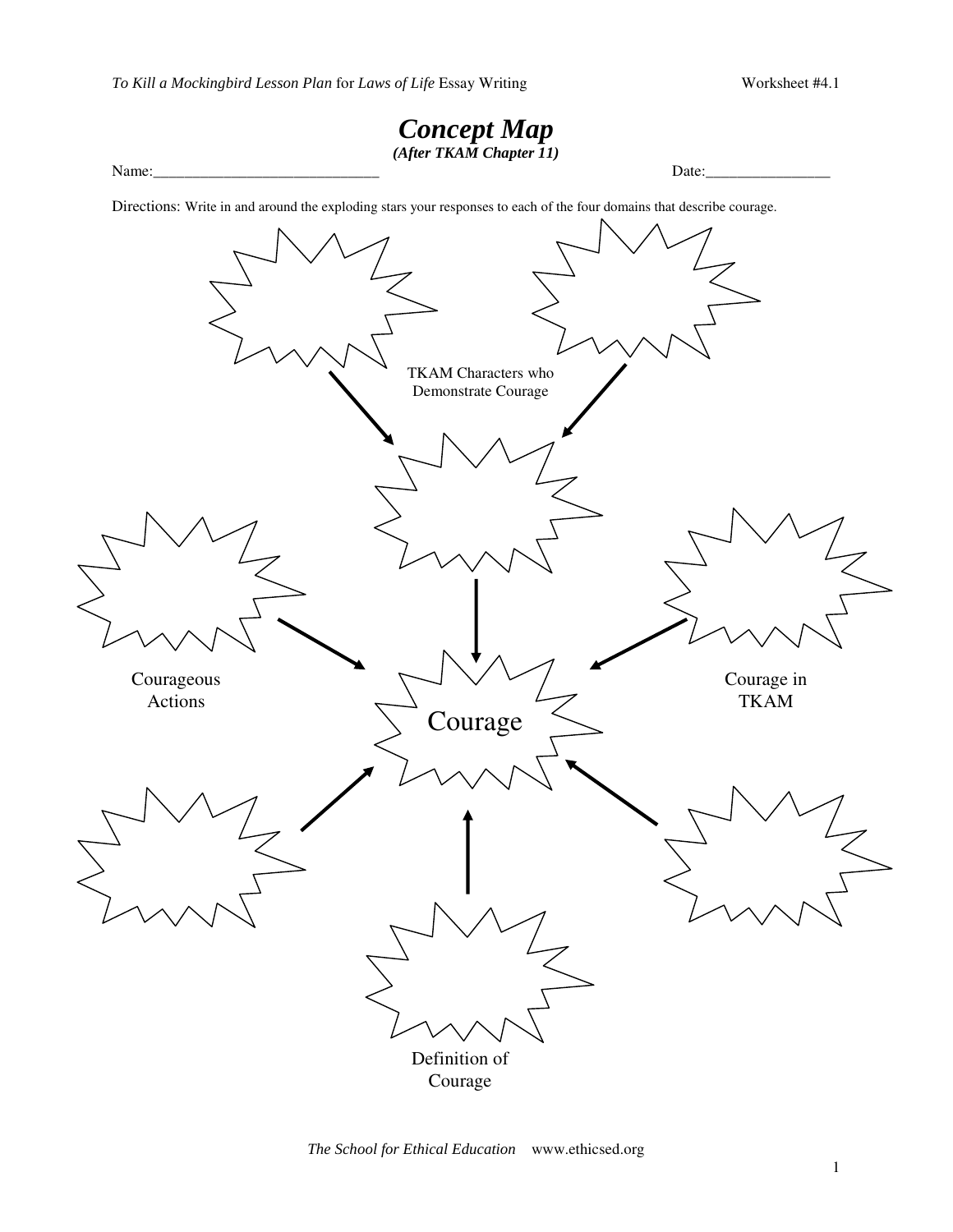# Concept Map

***(After TKAM Chapter 11)***

Name:_____________________________ Date:________________

Directions: Write in and around the exploding stars your responses to each of the four domains that describe courage.

TKAM Characters who Demonstrate Courage

Courageous Actions

Courage

Courage in TKAM

Definition of Courage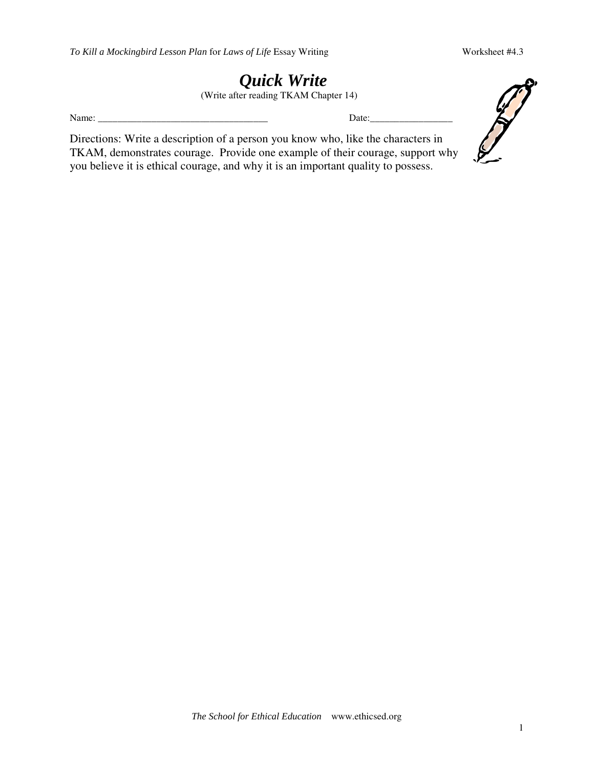# *Quick Write*

(Write after reading TKAM Chapter 14)

Name: ___________________________________ Date:_________________

Directions: Write a description of a person you know who, like the characters in TKAM, demonstrates courage. Provide one example of their courage, support why you believe it is ethical courage, and why it is an important quality to possess.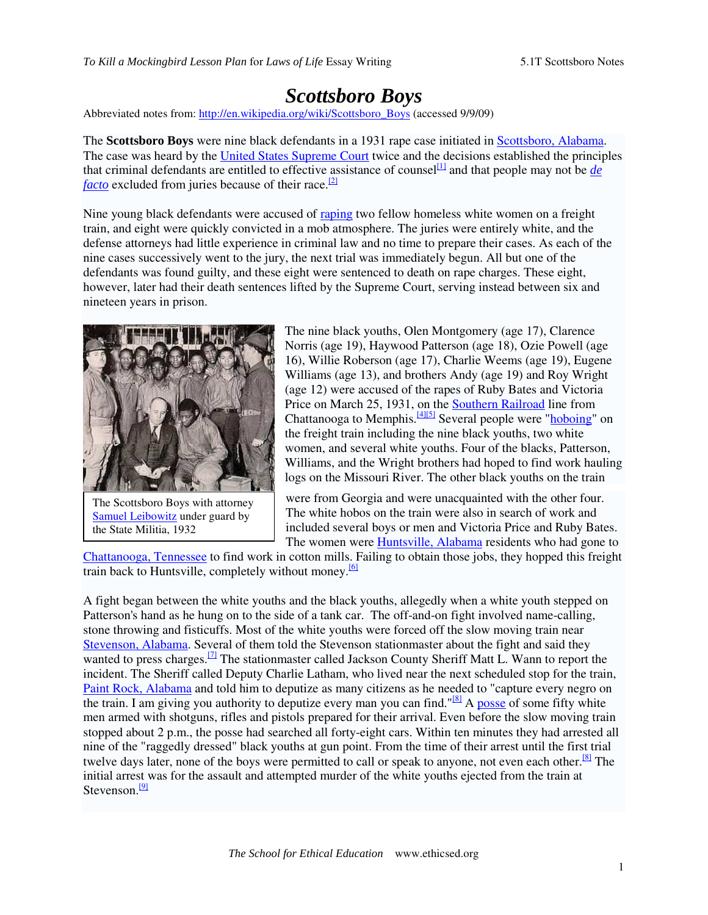# *Scottsboro Boys*

Abbreviated notes from: http://en.wikipedia.org/wiki/Scottsboro_Boys (accessed 9/9/09)

The **Scottsboro Boys** were nine black defendants in a 1931 rape case initiated in Scottsboro, Alabama. The case was heard by the United States Supreme Court twice and the decisions established the principles that criminal defendants are entitled to effective assistance of counsel[1] and that people may not be *de facto* excluded from juries because of their race.[2]

Nine young black defendants were accused of raping two fellow homeless white women on a freight train, and eight were quickly convicted in a mob atmosphere. The juries were entirely white, and the defense attorneys had little experience in criminal law and no time to prepare their cases. As each of the nine cases successively went to the jury, the next trial was immediately begun. All but one of the defendants was found guilty, and these eight were sentenced to death on rape charges. These eight, however, later had their death sentences lifted by the Supreme Court, serving instead between six and nineteen years in prison.

The Scottsboro Boys with attorney Samuel Leibowitz under guard by the State Militia, 1932

The nine black youths, Olen Montgomery (age 17), Clarence Norris (age 19), Haywood Patterson (age 18), Ozie Powell (age 16), Willie Roberson (age 17), Charlie Weems (age 19), Eugene Williams (age 13), and brothers Andy (age 19) and Roy Wright (age 12) were accused of the rapes of Ruby Bates and Victoria Price on March 25, 1931, on the Southern Railroad line from Chattanooga to Memphis.[4][5] Several people were "hoboing" on the freight train including the nine black youths, two white women, and several white youths. Four of the blacks, Patterson, Williams, and the Wright brothers had hoped to find work hauling logs on the Missouri River. The other black youths on the train were from Georgia and were unacquainted with the other four. The white hobos on the train were also in search of work and included several boys or men and Victoria Price and Ruby Bates. The women were Huntsville, Alabama residents who had gone to Chattanooga, Tennessee to find work in cotton mills. Failing to obtain those jobs, they hopped this freight train back to Huntsville, completely without money.[6]

A fight began between the white youths and the black youths, allegedly when a white youth stepped on Patterson's hand as he hung on to the side of a tank car. The off-and-on fight involved name-calling, stone throwing and fisticuffs. Most of the white youths were forced off the slow moving train near Stevenson, Alabama. Several of them told the Stevenson stationmaster about the fight and said they wanted to press charges.[7] The stationmaster called Jackson County Sheriff Matt L. Wann to report the incident. The Sheriff called Deputy Charlie Latham, who lived near the next scheduled stop for the train, Paint Rock, Alabama and told him to deputize as many citizens as he needed to "capture every negro on the train. I am giving you authority to deputize every man you can find."[8] A posse of some fifty white men armed with shotguns, rifles and pistols prepared for their arrival. Even before the slow moving train stopped about 2 p.m., the posse had searched all forty-eight cars. Within ten minutes they had arrested all nine of the "raggedly dressed" black youths at gun point. From the time of their arrest until the first trial twelve days later, none of the boys were permitted to call or speak to anyone, not even each other.[8] The initial arrest was for the assault and attempted murder of the white youths ejected from the train at Stevenson.[9]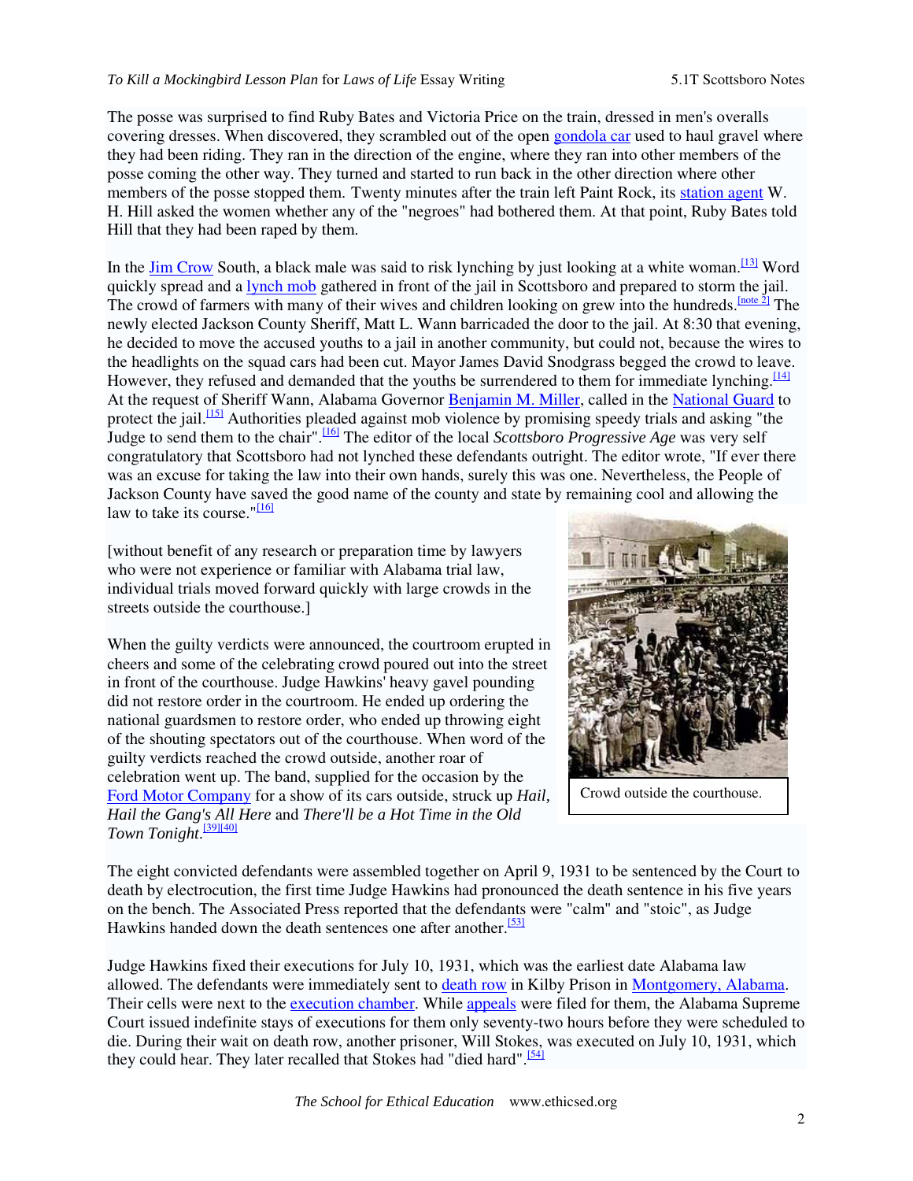The posse was surprised to find Ruby Bates and Victoria Price on the train, dressed in men's overalls covering dresses. When discovered, they scrambled out of the open gondola car used to haul gravel where they had been riding. They ran in the direction of the engine, where they ran into other members of the posse coming the other way. They turned and started to run back in the other direction where other members of the posse stopped them. Twenty minutes after the train left Paint Rock, its station agent W. H. Hill asked the women whether any of the "negroes" had bothered them. At that point, Ruby Bates told Hill that they had been raped by them.

In the Jim Crow South, a black male was said to risk lynching by just looking at a white woman.[13] Word quickly spread and a lynch mob gathered in front of the jail in Scottsboro and prepared to storm the jail. The crowd of farmers with many of their wives and children looking on grew into the hundreds.[note 2] The newly elected Jackson County Sheriff, Matt L. Wann barricaded the door to the jail. At 8:30 that evening, he decided to move the accused youths to a jail in another community, but could not, because the wires to the headlights on the squad cars had been cut. Mayor James David Snodgrass begged the crowd to leave. However, they refused and demanded that the youths be surrendered to them for immediate lynching.[14] At the request of Sheriff Wann, Alabama Governor Benjamin M. Miller, called in the National Guard to protect the jail.[15] Authorities pleaded against mob violence by promising speedy trials and asking "the Judge to send them to the chair".[16] The editor of the local *Scottsboro Progressive Age* was very self congratulatory that Scottsboro had not lynched these defendants outright. The editor wrote, "If ever there was an excuse for taking the law into their own hands, surely this was one. Nevertheless, the People of Jackson County have saved the good name of the county and state by remaining cool and allowing the law to take its course."[16]

[without benefit of any research or preparation time by lawyers who were not experience or familiar with Alabama trial law, individual trials moved forward quickly with large crowds in the streets outside the courthouse.]

When the guilty verdicts were announced, the courtroom erupted in cheers and some of the celebrating crowd poured out into the street in front of the courthouse. Judge Hawkins' heavy gavel pounding did not restore order in the courtroom. He ended up ordering the national guardsmen to restore order, who ended up throwing eight of the shouting spectators out of the courthouse. When word of the guilty verdicts reached the crowd outside, another roar of celebration went up. The band, supplied for the occasion by the Ford Motor Company for a show of its cars outside, struck up *Hail, Hail the Gang's All Here* and *There'll be a Hot Time in the Old Town Tonight*.[39][40]

Crowd outside the courthouse.

The eight convicted defendants were assembled together on April 9, 1931 to be sentenced by the Court to death by electrocution, the first time Judge Hawkins had pronounced the death sentence in his five years on the bench. The Associated Press reported that the defendants were "calm" and "stoic", as Judge Hawkins handed down the death sentences one after another.[53]

Judge Hawkins fixed their executions for July 10, 1931, which was the earliest date Alabama law allowed. The defendants were immediately sent to death row in Kilby Prison in Montgomery, Alabama. Their cells were next to the execution chamber. While appeals were filed for them, the Alabama Supreme Court issued indefinite stays of executions for them only seventy-two hours before they were scheduled to die. During their wait on death row, another prisoner, Will Stokes, was executed on July 10, 1931, which they could hear. They later recalled that Stokes had "died hard".[54]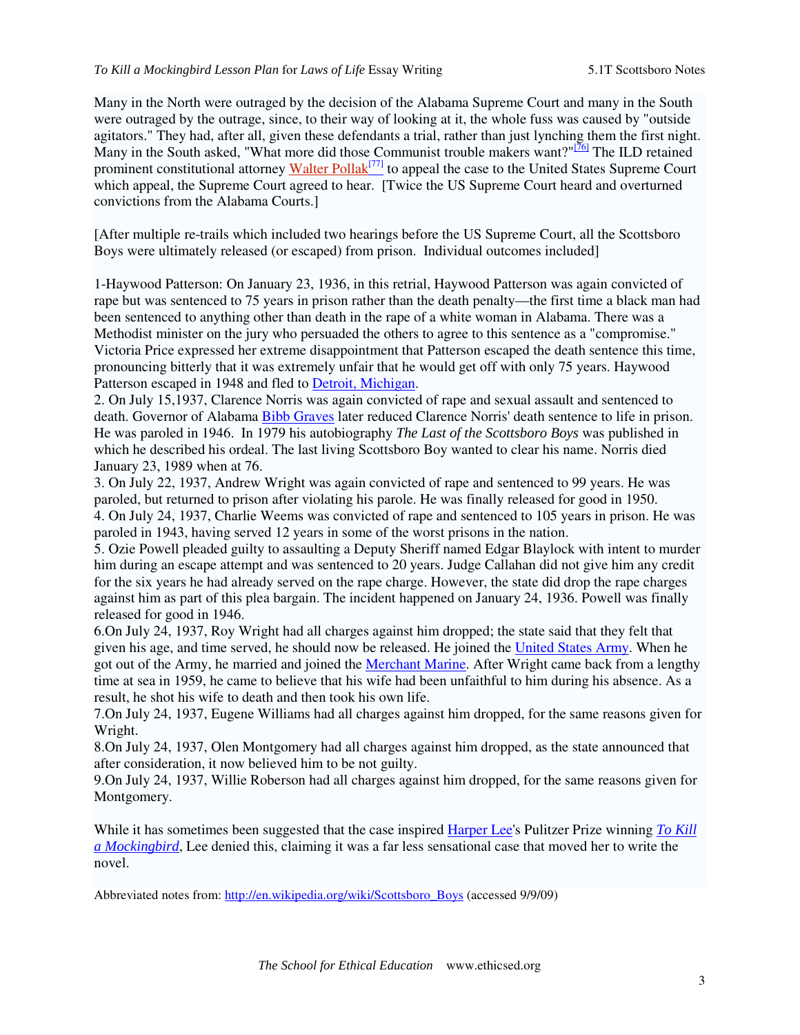Many in the North were outraged by the decision of the Alabama Supreme Court and many in the South were outraged by the outrage, since, to their way of looking at it, the whole fuss was caused by "outside agitators." They had, after all, given these defendants a trial, rather than just lynching them the first night. Many in the South asked, "What more did those Communist trouble makers want?"[76] The ILD retained prominent constitutional attorney Walter Pollak[77] to appeal the case to the United States Supreme Court which appeal, the Supreme Court agreed to hear. [Twice the US Supreme Court heard and overturned convictions from the Alabama Courts.]

[After multiple re-trails which included two hearings before the US Supreme Court, all the Scottsboro Boys were ultimately released (or escaped) from prison. Individual outcomes included]

1-Haywood Patterson: On January 23, 1936, in this retrial, Haywood Patterson was again convicted of rape but was sentenced to 75 years in prison rather than the death penalty—the first time a black man had been sentenced to anything other than death in the rape of a white woman in Alabama. There was a Methodist minister on the jury who persuaded the others to agree to this sentence as a "compromise." Victoria Price expressed her extreme disappointment that Patterson escaped the death sentence this time, pronouncing bitterly that it was extremely unfair that he would get off with only 75 years. Haywood Patterson escaped in 1948 and fled to Detroit, Michigan.
2. On July 15,1937, Clarence Norris was again convicted of rape and sexual assault and sentenced to death. Governor of Alabama Bibb Graves later reduced Clarence Norris' death sentence to life in prison. He was paroled in 1946. In 1979 his autobiography *The Last of the Scottsboro Boys* was published in which he described his ordeal. The last living Scottsboro Boy wanted to clear his name. Norris died January 23, 1989 when at 76.
3. On July 22, 1937, Andrew Wright was again convicted of rape and sentenced to 99 years. He was paroled, but returned to prison after violating his parole. He was finally released for good in 1950.
4. On July 24, 1937, Charlie Weems was convicted of rape and sentenced to 105 years in prison. He was paroled in 1943, having served 12 years in some of the worst prisons in the nation.
5. Ozie Powell pleaded guilty to assaulting a Deputy Sheriff named Edgar Blaylock with intent to murder him during an escape attempt and was sentenced to 20 years. Judge Callahan did not give him any credit for the six years he had already served on the rape charge. However, the state did drop the rape charges against him as part of this plea bargain. The incident happened on January 24, 1936. Powell was finally released for good in 1946.
6.On July 24, 1937, Roy Wright had all charges against him dropped; the state said that they felt that given his age, and time served, he should now be released. He joined the United States Army. When he got out of the Army, he married and joined the Merchant Marine. After Wright came back from a lengthy time at sea in 1959, he came to believe that his wife had been unfaithful to him during his absence. As a result, he shot his wife to death and then took his own life.
7.On July 24, 1937, Eugene Williams had all charges against him dropped, for the same reasons given for Wright.
8.On July 24, 1937, Olen Montgomery had all charges against him dropped, as the state announced that after consideration, it now believed him to be not guilty.
9.On July 24, 1937, Willie Roberson had all charges against him dropped, for the same reasons given for Montgomery.

While it has sometimes been suggested that the case inspired Harper Lee's Pulitzer Prize winning *To Kill a Mockingbird*, Lee denied this, claiming it was a far less sensational case that moved her to write the novel.

Abbreviated notes from: http://en.wikipedia.org/wiki/Scottsboro_Boys (accessed 9/9/09)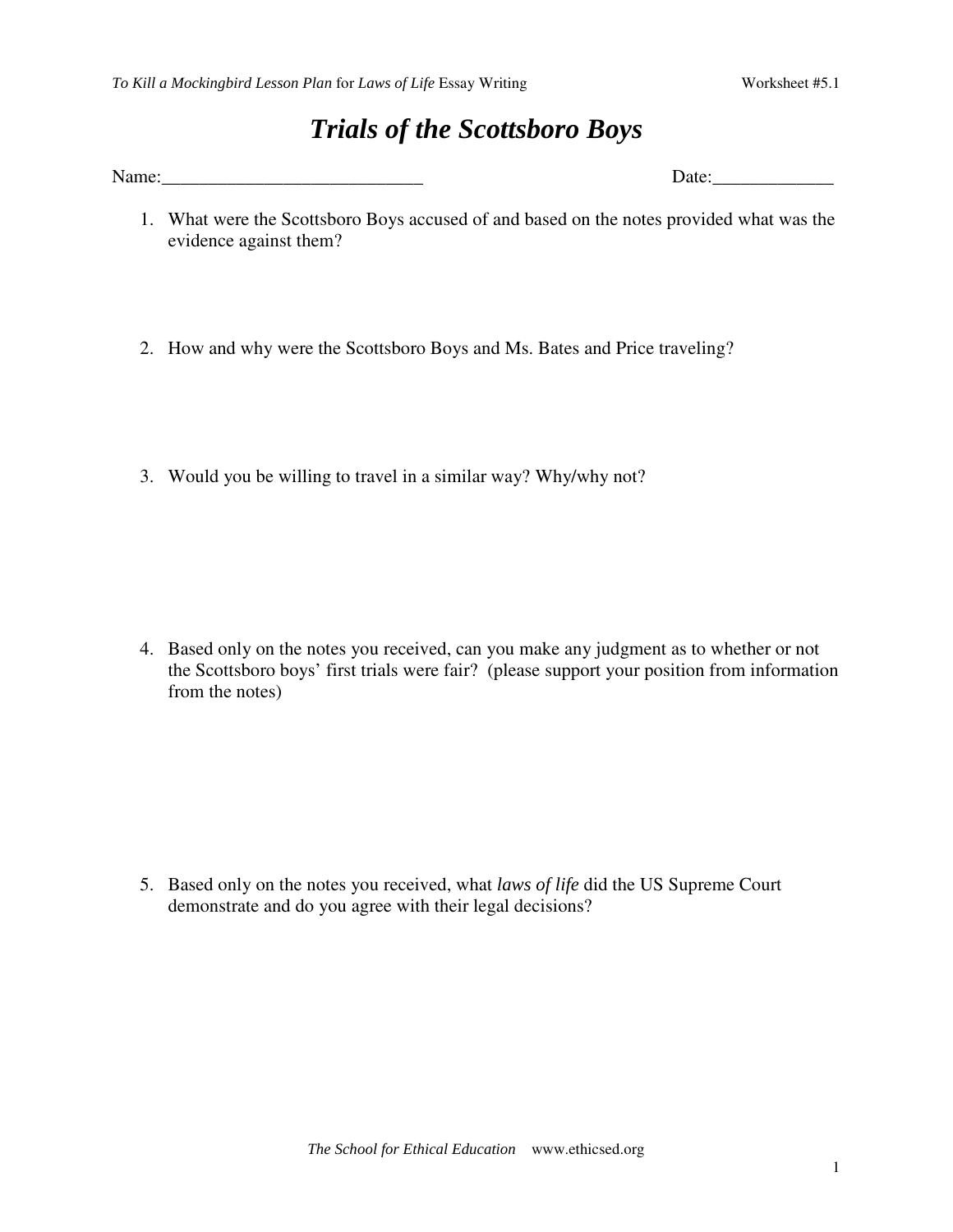# *Trials of the Scottsboro Boys*

Name:___________________________ Date:_____________

1. What were the Scottsboro Boys accused of and based on the notes provided what was the evidence against them?

2. How and why were the Scottsboro Boys and Ms. Bates and Price traveling?

3. Would you be willing to travel in a similar way? Why/why not?

4. Based only on the notes you received, can you make any judgment as to whether or not the Scottsboro boys' first trials were fair? (please support your position from information from the notes)

5. Based only on the notes you received, what *laws of life* did the US Supreme Court demonstrate and do you agree with their legal decisions?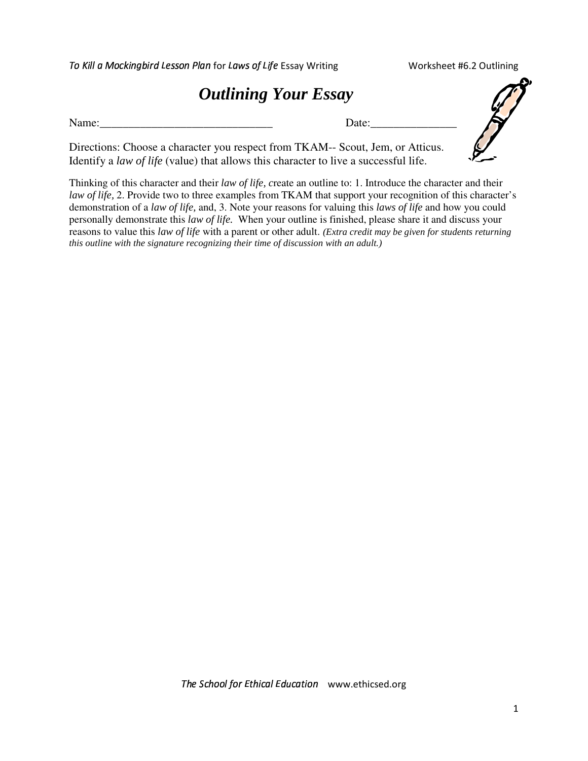# *Outlining Your Essay*

Name:______________________________ Date:_______________

Directions: Choose a character you respect from TKAM-- Scout, Jem, or Atticus. Identify a *law of life* (value) that allows this character to live a successful life.

Thinking of this character and their *law of life, c*reate an outline to: 1. Introduce the character and their *law of life,* 2. Provide two to three examples from TKAM that support your recognition of this character's demonstration of a *law of life,* and, 3. Note your reasons for valuing this *laws of life* and how you could personally demonstrate this *law of life.* When your outline is finished, please share it and discuss your reasons to value this *law of life* with a parent or other adult. ***(Extra credit may be given for students returning this outline with the signature recognizing their time of discussion with an adult.)***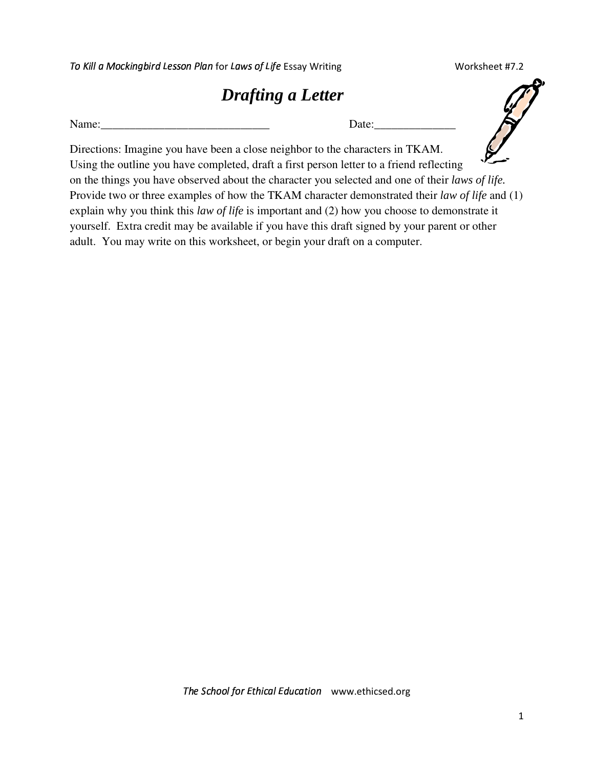# Drafting a Letter

Name:_____________________________ Date:______________

Directions: Imagine you have been a close neighbor to the characters in TKAM. Using the outline you have completed, draft a first person letter to a friend reflecting on the things you have observed about the character you selected and one of their *laws of life.* Provide two or three examples of how the TKAM character demonstrated their *law of life* and (1) explain why you think this *law of life* is important and (2) how you choose to demonstrate it yourself. Extra credit may be available if you have this draft signed by your parent or other adult. You may write on this worksheet, or begin your draft on a computer.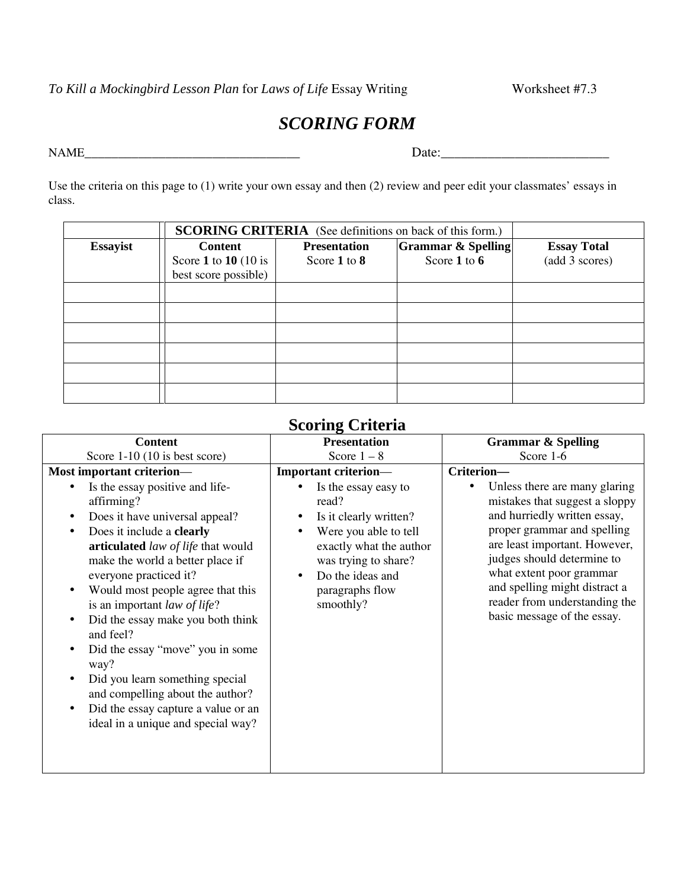*To Kill a Mockingbird Lesson Plan* for *Laws of Life* Essay Writing Worksheet #7.3

# *SCORING FORM*

NAME_________________________________ Date:_________________________

Use the criteria on this page to (1) write your own essay and then (2) review and peer edit your classmates' essays in class.

| | **SCORING CRITERIA** (See definitions on back of this form.) | | | |
|---|---|---|---|---|
| **Essayist** | **Content** Score **1** to **10** (10 is best score possible) | **Presentation** Score **1** to **8** | **Grammar & Spelling** Score **1** to **6** | **Essay Total** (add 3 scores) |
| | | | | |
| | | | | |
| | | | | |
| | | | | |
| | | | | |
| | | | | |

## Scoring Criteria

| **Content** Score 1-10 (10 is best score) | **Presentation** Score 1 – 8 | **Grammar & Spelling** Score 1-6 |
|---|---|---|
| **Most important criterion**— <br>• Is the essay positive and life-affirming? <br>• Does it have universal appeal? <br>• Does it include a **clearly articulated** *law of life* that would make the world a better place if everyone practiced it? <br>• Would most people agree that this is an important *law of life*? <br>• Did the essay make you both think and feel? <br>• Did the essay "move" you in some way? <br>• Did you learn something special and compelling about the author? <br>• Did the essay capture a value or an ideal in a unique and special way? | **Important criterion**— <br>• Is the essay easy to read? <br>• Is it clearly written? <br>• Were you able to tell exactly what the author was trying to share? <br>• Do the ideas and paragraphs flow smoothly? | **Criterion—** <br>• Unless there are many glaring mistakes that suggest a sloppy and hurriedly written essay, proper grammar and spelling are least important. However, judges should determine to what extent poor grammar and spelling might distract a reader from understanding the basic message of the essay. |